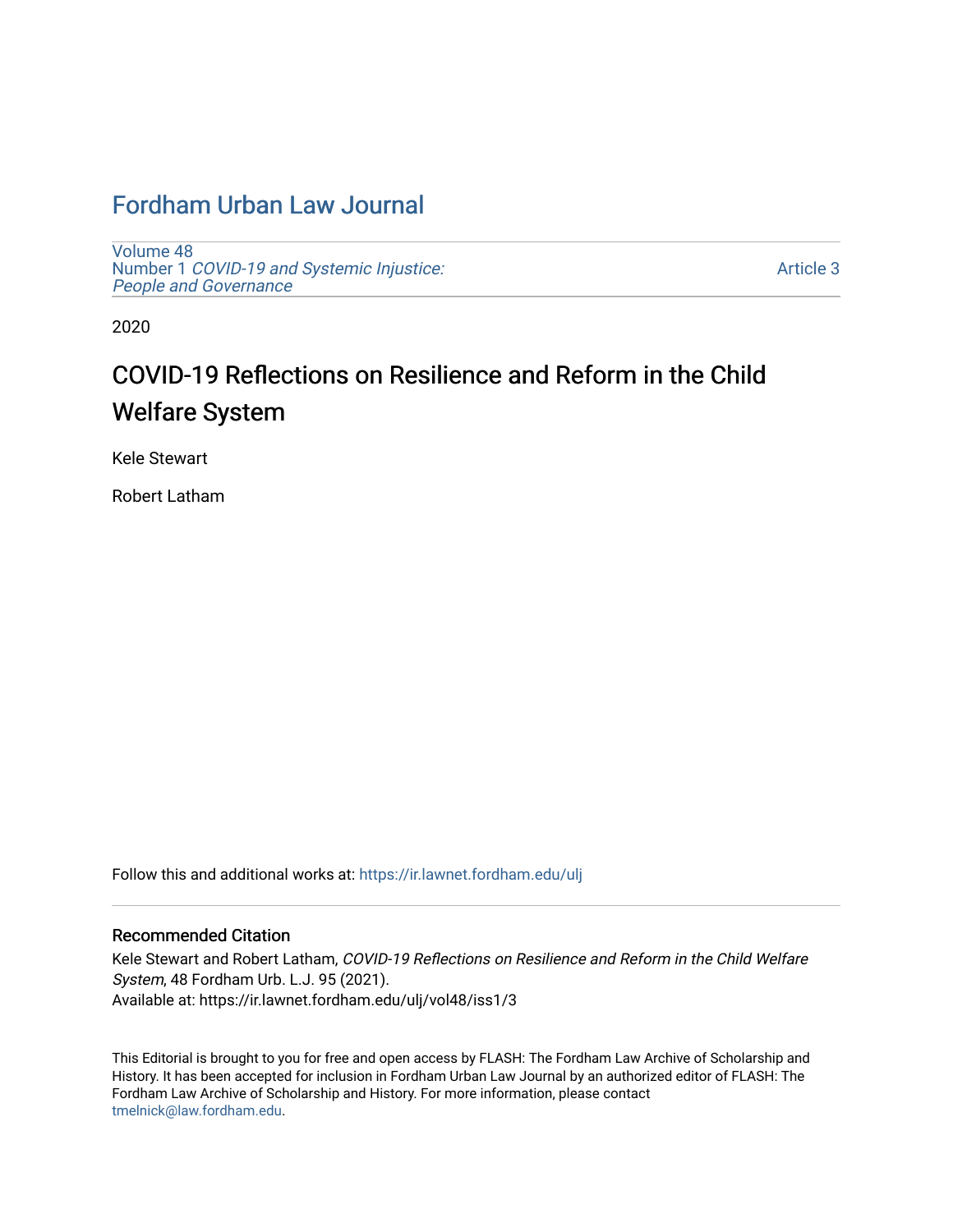# Fordham Urban Law Journal

Volume 48
Number 1 *COVID-19 and Systemic Injustice: People and Governance*

Article 3

2020

## COVID-19 Reflections on Resilience and Reform in the Child Welfare System

Kele Stewart

Robert Latham

Follow this and additional works at: https://ir.lawnet.fordham.edu/ulj

### Recommended Citation

Kele Stewart and Robert Latham, *COVID-19 Reflections on Resilience and Reform in the Child Welfare System*, 48 Fordham Urb. L.J. 95 (2021).
Available at: https://ir.lawnet.fordham.edu/ulj/vol48/iss1/3

This Editorial is brought to you for free and open access by FLASH: The Fordham Law Archive of Scholarship and History. It has been accepted for inclusion in Fordham Urban Law Journal by an authorized editor of FLASH: The Fordham Law Archive of Scholarship and History. For more information, please contact tmelnick@law.fordham.edu.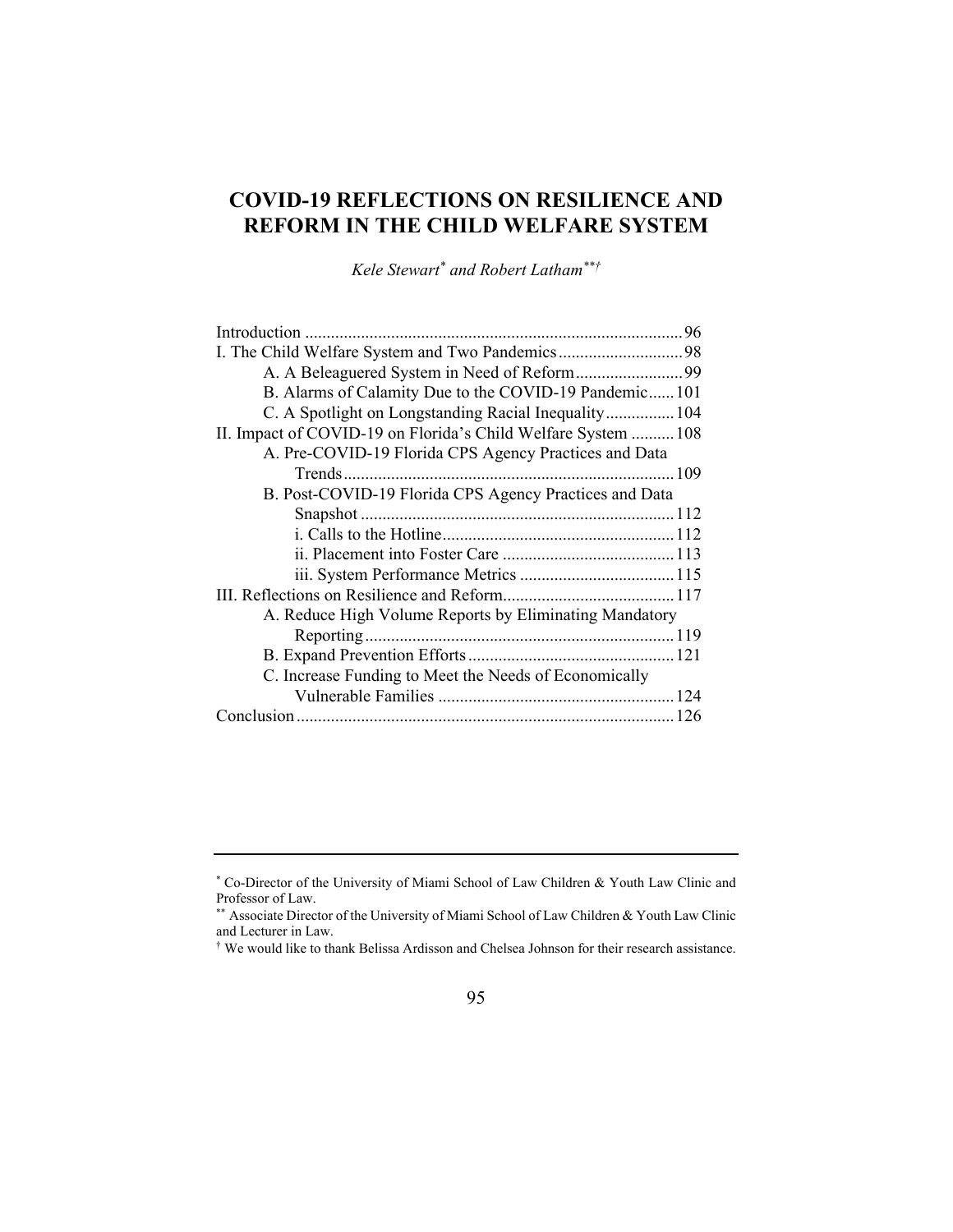# COVID-19 REFLECTIONS ON RESILIENCE AND REFORM IN THE CHILD WELFARE SYSTEM

*Kele Stewart*[*] *and Robert Latham*[**†]

Introduction ....................................................................................... 96
I. The Child Welfare System and Two Pandemics ............................ 98
  A. A Beleaguered System in Need of Reform ......................... 99
  B. Alarms of Calamity Due to the COVID-19 Pandemic ...... 101
  C. A Spotlight on Longstanding Racial Inequality ................ 104
II. Impact of COVID-19 on Florida's Child Welfare System .......... 108
  A. Pre-COVID-19 Florida CPS Agency Practices and Data Trends ............................................................................ 109
  B. Post-COVID-19 Florida CPS Agency Practices and Data Snapshot ........................................................................ 112
    i. Calls to the Hotline ...................................................... 112
    ii. Placement into Foster Care ........................................ 113
    iii. System Performance Metrics .................................... 115
III. Reflections on Resilience and Reform........................................ 117
  A. Reduce High Volume Reports by Eliminating Mandatory Reporting ....................................................................... 119
  B. Expand Prevention Efforts ................................................ 121
  C. Increase Funding to Meet the Needs of Economically Vulnerable Families ....................................................... 124
Conclusion ....................................................................................... 126

---

[*] Co-Director of the University of Miami School of Law Children & Youth Law Clinic and Professor of Law.

[**] Associate Director of the University of Miami School of Law Children & Youth Law Clinic and Lecturer in Law.

[†] We would like to thank Belissa Ardisson and Chelsea Johnson for their research assistance.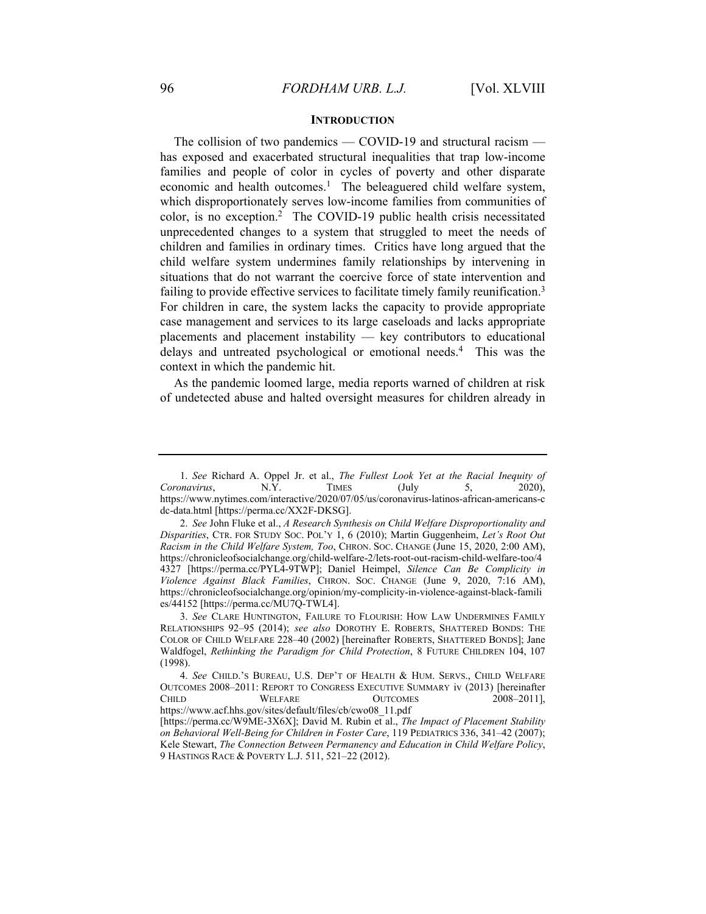## INTRODUCTION

The collision of two pandemics — COVID-19 and structural racism — has exposed and exacerbated structural inequalities that trap low-income families and people of color in cycles of poverty and other disparate economic and health outcomes.[1] The beleaguered child welfare system, which disproportionately serves low-income families from communities of color, is no exception.[2] The COVID-19 public health crisis necessitated unprecedented changes to a system that struggled to meet the needs of children and families in ordinary times. Critics have long argued that the child welfare system undermines family relationships by intervening in situations that do not warrant the coercive force of state intervention and failing to provide effective services to facilitate timely family reunification.[3] For children in care, the system lacks the capacity to provide appropriate case management and services to its large caseloads and lacks appropriate placements and placement instability — key contributors to educational delays and untreated psychological or emotional needs.[4] This was the context in which the pandemic hit.

As the pandemic loomed large, media reports warned of children at risk of undetected abuse and halted oversight measures for children already in

---

1. *See* Richard A. Oppel Jr. et al., *The Fullest Look Yet at the Racial Inequity of Coronavirus*, N.Y. TIMES (July 5, 2020), https://www.nytimes.com/interactive/2020/07/05/us/coronavirus-latinos-african-americans-cdc-data.html [https://perma.cc/XX2F-DKSG].

2. *See* John Fluke et al., *A Research Synthesis on Child Welfare Disproportionality and Disparities*, CTR. FOR STUDY SOC. POL'Y 1, 6 (2010); Martin Guggenheim, *Let's Root Out Racism in the Child Welfare System, Too*, CHRON. SOC. CHANGE (June 15, 2020, 2:00 AM), https://chronicleofsocialchange.org/child-welfare-2/lets-root-out-racism-child-welfare-too/44327 [https://perma.cc/PYL4-9TWP]; Daniel Heimpel, *Silence Can Be Complicity in Violence Against Black Families*, CHRON. SOC. CHANGE (June 9, 2020, 7:16 AM), https://chronicleofsocialchange.org/opinion/my-complicity-in-violence-against-black-families/44152 [https://perma.cc/MU7Q-TWL4].

3. *See* CLARE HUNTINGTON, FAILURE TO FLOURISH: HOW LAW UNDERMINES FAMILY RELATIONSHIPS 92–95 (2014); *see also* DOROTHY E. ROBERTS, SHATTERED BONDS: THE COLOR OF CHILD WELFARE 228–40 (2002) [hereinafter ROBERTS, SHATTERED BONDS]; Jane Waldfogel, *Rethinking the Paradigm for Child Protection*, 8 FUTURE CHILDREN 104, 107 (1998).

4. *See* CHILD.'S BUREAU, U.S. DEP'T OF HEALTH & HUM. SERVS., CHILD WELFARE OUTCOMES 2008–2011: REPORT TO CONGRESS EXECUTIVE SUMMARY iv (2013) [hereinafter CHILD WELFARE OUTCOMES 2008–2011], https://www.acf.hhs.gov/sites/default/files/cb/cwo08_11.pdf [https://perma.cc/W9ME-3X6X]; David M. Rubin et al., *The Impact of Placement Stability on Behavioral Well-Being for Children in Foster Care*, 119 PEDIATRICS 336, 341–42 (2007); Kele Stewart, *The Connection Between Permanency and Education in Child Welfare Policy*, 9 HASTINGS RACE & POVERTY L.J. 511, 521–22 (2012).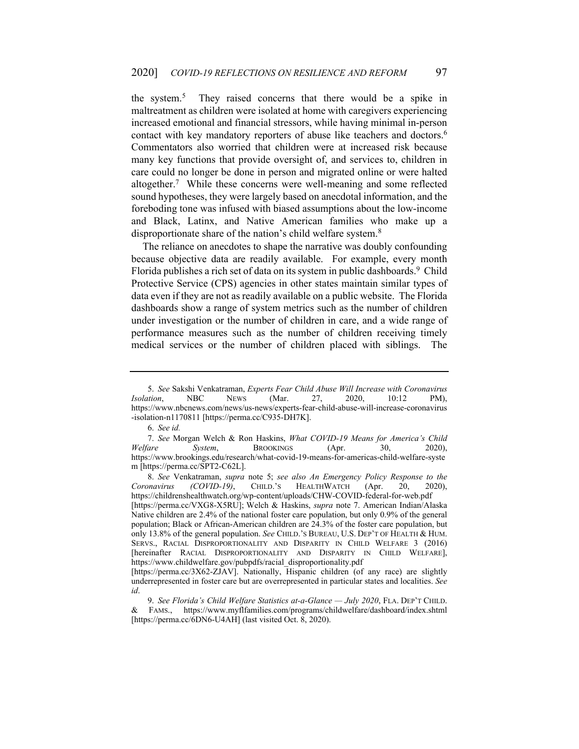the system.[5] They raised concerns that there would be a spike in maltreatment as children were isolated at home with caregivers experiencing increased emotional and financial stressors, while having minimal in-person contact with key mandatory reporters of abuse like teachers and doctors.[6] Commentators also worried that children were at increased risk because many key functions that provide oversight of, and services to, children in care could no longer be done in person and migrated online or were halted altogether.[7] While these concerns were well-meaning and some reflected sound hypotheses, they were largely based on anecdotal information, and the foreboding tone was infused with biased assumptions about the low-income and Black, Latinx, and Native American families who make up a disproportionate share of the nation's child welfare system.[8]

The reliance on anecdotes to shape the narrative was doubly confounding because objective data are readily available. For example, every month Florida publishes a rich set of data on its system in public dashboards.[9] Child Protective Service (CPS) agencies in other states maintain similar types of data even if they are not as readily available on a public website. The Florida dashboards show a range of system metrics such as the number of children under investigation or the number of children in care, and a wide range of performance measures such as the number of children receiving timely medical services or the number of children placed with siblings. The

---

5. *See* Sakshi Venkatraman, *Experts Fear Child Abuse Will Increase with Coronavirus Isolation*, NBC NEWS (Mar. 27, 2020, 10:12 PM), https://www.nbcnews.com/news/us-news/experts-fear-child-abuse-will-increase-coronavirus-isolation-n1170811 [https://perma.cc/C935-DH7K].

6. *See id.*

7. *See* Morgan Welch & Ron Haskins, *What COVID-19 Means for America's Child Welfare System*, BROOKINGS (Apr. 30, 2020), https://www.brookings.edu/research/what-covid-19-means-for-americas-child-welfare-system [https://perma.cc/SPT2-C62L].

8. *See* Venkatraman, *supra* note 5; *see also An Emergency Policy Response to the Coronavirus (COVID-19)*, CHILD.'S HEALTHWATCH (Apr. 20, 2020), https://childrenshealthwatch.org/wp-content/uploads/CHW-COVID-federal-for-web.pdf [https://perma.cc/VXG8-X5RU]; Welch & Haskins, *supra* note 7. American Indian/Alaska Native children are 2.4% of the national foster care population, but only 0.9% of the general population; Black or African-American children are 24.3% of the foster care population, but only 13.8% of the general population. *See* CHILD.'S BUREAU, U.S. DEP'T OF HEALTH & HUM. SERVS., RACIAL DISPROPORTIONALITY AND DISPARITY IN CHILD WELFARE 3 (2016) [hereinafter RACIAL DISPROPORTIONALITY AND DISPARITY IN CHILD WELFARE], https://www.childwelfare.gov/pubpdfs/racial_disproportionality.pdf [https://perma.cc/3X62-ZJAV]. Nationally, Hispanic children (of any race) are slightly underrepresented in foster care but are overrepresented in particular states and localities. *See id*.

9. *See Florida's Child Welfare Statistics at-a-Glance — July 2020*, FLA. DEP'T CHILD. & FAMS., https://www.myflfamilies.com/programs/childwelfare/dashboard/index.shtml [https://perma.cc/6DN6-U4AH] (last visited Oct. 8, 2020).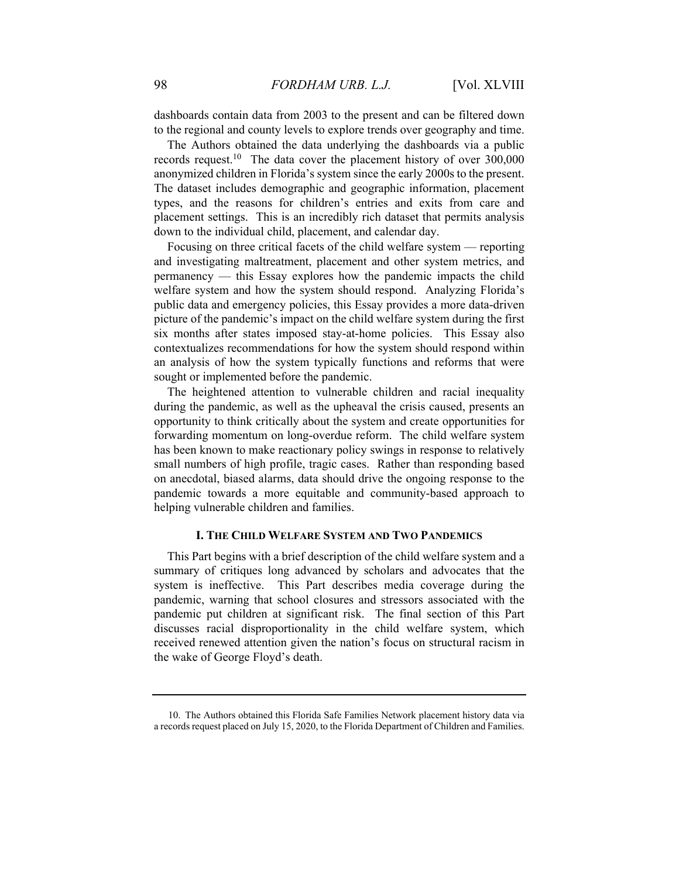dashboards contain data from 2003 to the present and can be filtered down to the regional and county levels to explore trends over geography and time.

The Authors obtained the data underlying the dashboards via a public records request.[10] The data cover the placement history of over 300,000 anonymized children in Florida's system since the early 2000s to the present. The dataset includes demographic and geographic information, placement types, and the reasons for children's entries and exits from care and placement settings. This is an incredibly rich dataset that permits analysis down to the individual child, placement, and calendar day.

Focusing on three critical facets of the child welfare system — reporting and investigating maltreatment, placement and other system metrics, and permanency — this Essay explores how the pandemic impacts the child welfare system and how the system should respond. Analyzing Florida's public data and emergency policies, this Essay provides a more data-driven picture of the pandemic's impact on the child welfare system during the first six months after states imposed stay-at-home policies. This Essay also contextualizes recommendations for how the system should respond within an analysis of how the system typically functions and reforms that were sought or implemented before the pandemic.

The heightened attention to vulnerable children and racial inequality during the pandemic, as well as the upheaval the crisis caused, presents an opportunity to think critically about the system and create opportunities for forwarding momentum on long-overdue reform. The child welfare system has been known to make reactionary policy swings in response to relatively small numbers of high profile, tragic cases. Rather than responding based on anecdotal, biased alarms, data should drive the ongoing response to the pandemic towards a more equitable and community-based approach to helping vulnerable children and families.

## I. THE CHILD WELFARE SYSTEM AND TWO PANDEMICS

This Part begins with a brief description of the child welfare system and a summary of critiques long advanced by scholars and advocates that the system is ineffective. This Part describes media coverage during the pandemic, warning that school closures and stressors associated with the pandemic put children at significant risk. The final section of this Part discusses racial disproportionality in the child welfare system, which received renewed attention given the nation's focus on structural racism in the wake of George Floyd's death.

---

10. The Authors obtained this Florida Safe Families Network placement history data via a records request placed on July 15, 2020, to the Florida Department of Children and Families.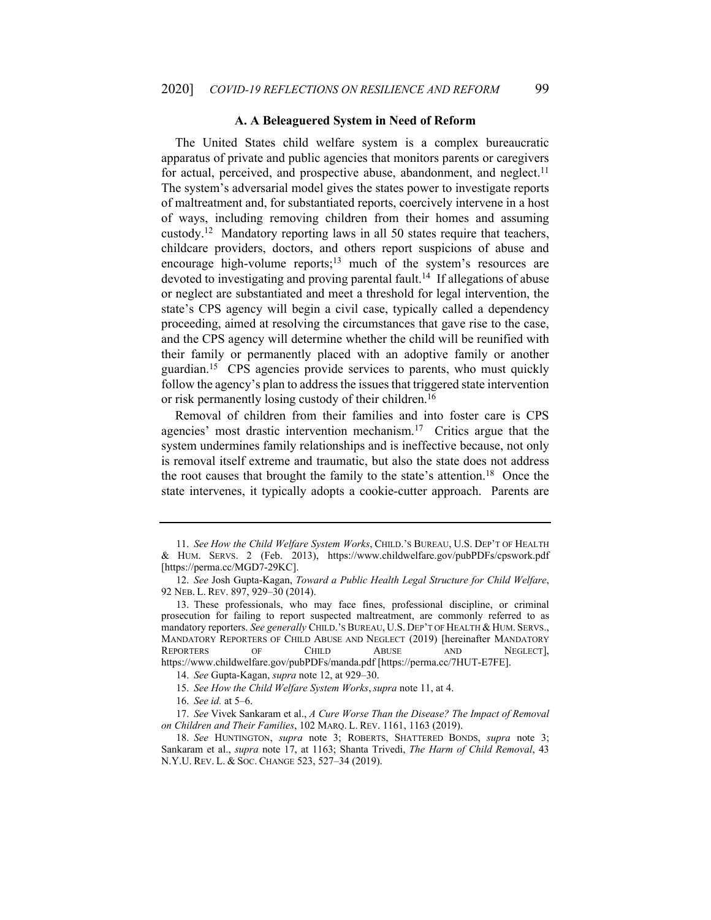### A. A Beleaguered System in Need of Reform

The United States child welfare system is a complex bureaucratic apparatus of private and public agencies that monitors parents or caregivers for actual, perceived, and prospective abuse, abandonment, and neglect.[11] The system's adversarial model gives the states power to investigate reports of maltreatment and, for substantiated reports, coercively intervene in a host of ways, including removing children from their homes and assuming custody.[12] Mandatory reporting laws in all 50 states require that teachers, childcare providers, doctors, and others report suspicions of abuse and encourage high-volume reports;[13] much of the system's resources are devoted to investigating and proving parental fault.[14] If allegations of abuse or neglect are substantiated and meet a threshold for legal intervention, the state's CPS agency will begin a civil case, typically called a dependency proceeding, aimed at resolving the circumstances that gave rise to the case, and the CPS agency will determine whether the child will be reunified with their family or permanently placed with an adoptive family or another guardian.[15] CPS agencies provide services to parents, who must quickly follow the agency's plan to address the issues that triggered state intervention or risk permanently losing custody of their children.[16]

Removal of children from their families and into foster care is CPS agencies' most drastic intervention mechanism.[17] Critics argue that the system undermines family relationships and is ineffective because, not only is removal itself extreme and traumatic, but also the state does not address the root causes that brought the family to the state's attention.[18] Once the state intervenes, it typically adopts a cookie-cutter approach. Parents are

---

11. *See How the Child Welfare System Works*, CHILD.'S BUREAU, U.S. DEP'T OF HEALTH & HUM. SERVS. 2 (Feb. 2013), https://www.childwelfare.gov/pubPDFs/cpswork.pdf [https://perma.cc/MGD7-29KC].

12. *See* Josh Gupta-Kagan, *Toward a Public Health Legal Structure for Child Welfare*, 92 NEB. L. REV. 897, 929–30 (2014).

13. These professionals, who may face fines, professional discipline, or criminal prosecution for failing to report suspected maltreatment, are commonly referred to as mandatory reporters. *See generally* CHILD.'S BUREAU, U.S. DEP'T OF HEALTH & HUM. SERVS., MANDATORY REPORTERS OF CHILD ABUSE AND NEGLECT (2019) [hereinafter MANDATORY REPORTERS OF CHILD ABUSE AND NEGLECT], https://www.childwelfare.gov/pubPDFs/manda.pdf [https://perma.cc/7HUT-E7FE].

14. *See* Gupta-Kagan, *supra* note 12, at 929–30.

15. *See How the Child Welfare System Works*, *supra* note 11, at 4.

16. *See id.* at 5–6.

17. *See* Vivek Sankaram et al., *A Cure Worse Than the Disease? The Impact of Removal on Children and Their Families*, 102 MARQ. L. REV. 1161, 1163 (2019).

18. *See* HUNTINGTON, *supra* note 3; ROBERTS, SHATTERED BONDS, *supra* note 3; Sankaram et al., *supra* note 17, at 1163; Shanta Trivedi, *The Harm of Child Removal*, 43 N.Y.U. REV. L. & SOC. CHANGE 523, 527–34 (2019).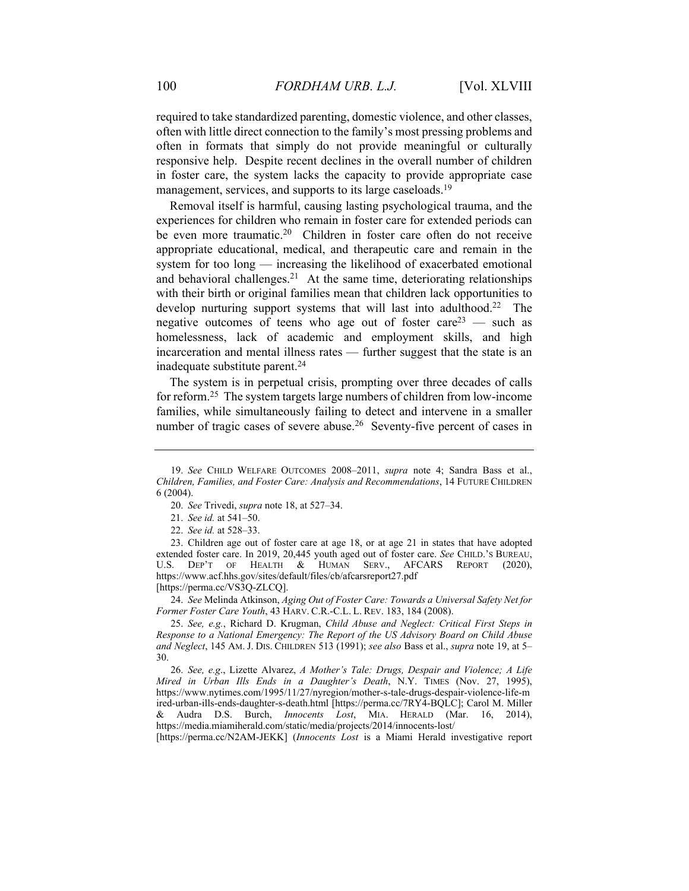required to take standardized parenting, domestic violence, and other classes, often with little direct connection to the family's most pressing problems and often in formats that simply do not provide meaningful or culturally responsive help. Despite recent declines in the overall number of children in foster care, the system lacks the capacity to provide appropriate case management, services, and supports to its large caseloads.[19]

Removal itself is harmful, causing lasting psychological trauma, and the experiences for children who remain in foster care for extended periods can be even more traumatic.[20] Children in foster care often do not receive appropriate educational, medical, and therapeutic care and remain in the system for too long — increasing the likelihood of exacerbated emotional and behavioral challenges.[21] At the same time, deteriorating relationships with their birth or original families mean that children lack opportunities to develop nurturing support systems that will last into adulthood.[22] The negative outcomes of teens who age out of foster care[23] — such as homelessness, lack of academic and employment skills, and high incarceration and mental illness rates — further suggest that the state is an inadequate substitute parent.[24]

The system is in perpetual crisis, prompting over three decades of calls for reform.[25] The system targets large numbers of children from low-income families, while simultaneously failing to detect and intervene in a smaller number of tragic cases of severe abuse.[26] Seventy-five percent of cases in

---

19. *See* CHILD WELFARE OUTCOMES 2008–2011, *supra* note 4; Sandra Bass et al., *Children, Families, and Foster Care: Analysis and Recommendations*, 14 FUTURE CHILDREN 6 (2004).

20. *See* Trivedi, *supra* note 18, at 527–34.

21. *See id.* at 541–50.

22. *See id.* at 528–33.

23. Children age out of foster care at age 18, or at age 21 in states that have adopted extended foster care. In 2019, 20,445 youth aged out of foster care. *See* CHILD.'S BUREAU, U.S. DEP'T OF HEALTH & HUMAN SERV., AFCARS REPORT (2020), https://www.acf.hhs.gov/sites/default/files/cb/afcarsreport27.pdf [https://perma.cc/VS3Q-ZLCQ].

24. *See* Melinda Atkinson, *Aging Out of Foster Care: Towards a Universal Safety Net for Former Foster Care Youth*, 43 HARV. C.R.-C.L. L. REV. 183, 184 (2008).

25. *See, e.g.*, Richard D. Krugman, *Child Abuse and Neglect: Critical First Steps in Response to a National Emergency: The Report of the US Advisory Board on Child Abuse and Neglect*, 145 AM. J. DIS. CHILDREN 513 (1991); *see also* Bass et al., *supra* note 19, at 5–30.

26. *See, e.g.*, Lizette Alvarez, *A Mother's Tale: Drugs, Despair and Violence; A Life Mired in Urban Ills Ends in a Daughter's Death*, N.Y. TIMES (Nov. 27, 1995), https://www.nytimes.com/1995/11/27/nyregion/mother-s-tale-drugs-despair-violence-life-mired-urban-ills-ends-daughter-s-death.html [https://perma.cc/7RY4-BQLC]; Carol M. Miller & Audra D.S. Burch, *Innocents Lost*, MIA. HERALD (Mar. 16, 2014), https://media.miamiherald.com/static/media/projects/2014/innocents-lost/ [https://perma.cc/N2AM-JEKK] (*Innocents Lost* is a Miami Herald investigative report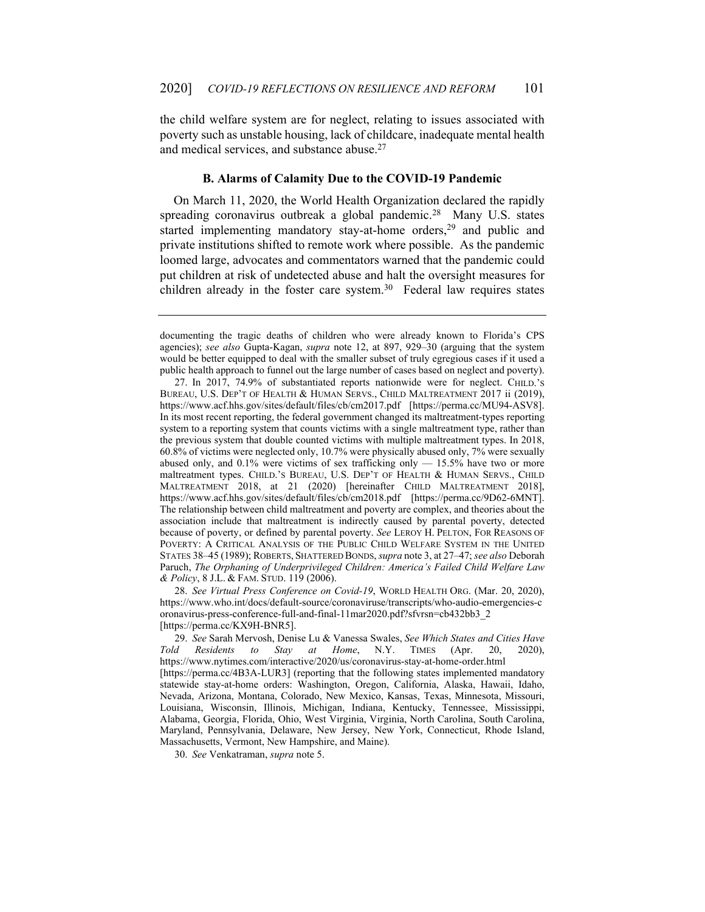the child welfare system are for neglect, relating to issues associated with poverty such as unstable housing, lack of childcare, inadequate mental health and medical services, and substance abuse.[27]

### B. Alarms of Calamity Due to the COVID-19 Pandemic

On March 11, 2020, the World Health Organization declared the rapidly spreading coronavirus outbreak a global pandemic.[28] Many U.S. states started implementing mandatory stay-at-home orders,[29] and public and private institutions shifted to remote work where possible. As the pandemic loomed large, advocates and commentators warned that the pandemic could put children at risk of undetected abuse and halt the oversight measures for children already in the foster care system.[30] Federal law requires states

---

documenting the tragic deaths of children who were already known to Florida's CPS agencies); *see also* Gupta-Kagan, *supra* note 12, at 897, 929–30 (arguing that the system would be better equipped to deal with the smaller subset of truly egregious cases if it used a public health approach to funnel out the large number of cases based on neglect and poverty).

27. In 2017, 74.9% of substantiated reports nationwide were for neglect. CHILD.'S BUREAU, U.S. DEP'T OF HEALTH & HUMAN SERVS., CHILD MALTREATMENT 2017 ii (2019), https://www.acf.hhs.gov/sites/default/files/cb/cm2017.pdf [https://perma.cc/MU94-ASV8]. In its most recent reporting, the federal government changed its maltreatment-types reporting system to a reporting system that counts victims with a single maltreatment type, rather than the previous system that double counted victims with multiple maltreatment types. In 2018, 60.8% of victims were neglected only, 10.7% were physically abused only, 7% were sexually abused only, and 0.1% were victims of sex trafficking only — 15.5% have two or more maltreatment types. CHILD.'S BUREAU, U.S. DEP'T OF HEALTH & HUMAN SERVS., CHILD MALTREATMENT 2018, at 21 (2020) [hereinafter CHILD MALTREATMENT 2018], https://www.acf.hhs.gov/sites/default/files/cb/cm2018.pdf [https://perma.cc/9D62-6MNT]. The relationship between child maltreatment and poverty are complex, and theories about the association include that maltreatment is indirectly caused by parental poverty, detected because of poverty, or defined by parental poverty. *See* LEROY H. PELTON, FOR REASONS OF POVERTY: A CRITICAL ANALYSIS OF THE PUBLIC CHILD WELFARE SYSTEM IN THE UNITED STATES 38–45 (1989); ROBERTS, SHATTERED BONDS, *supra* note 3, at 27–47; *see also* Deborah Paruch, *The Orphaning of Underprivileged Children: America's Failed Child Welfare Law & Policy*, 8 J.L. & FAM. STUD. 119 (2006).

28. *See Virtual Press Conference on Covid-19*, WORLD HEALTH ORG. (Mar. 20, 2020), https://www.who.int/docs/default-source/coronaviruse/transcripts/who-audio-emergencies-coronavirus-press-conference-full-and-final-11mar2020.pdf?sfvrsn=cb432bb3_2 [https://perma.cc/KX9H-BNR5].

29. *See* Sarah Mervosh, Denise Lu & Vanessa Swales, *See Which States and Cities Have Told Residents to Stay at Home*, N.Y. TIMES (Apr. 20, 2020), https://www.nytimes.com/interactive/2020/us/coronavirus-stay-at-home-order.html [https://perma.cc/4B3A-LUR3] (reporting that the following states implemented mandatory statewide stay-at-home orders: Washington, Oregon, California, Alaska, Hawaii, Idaho, Nevada, Arizona, Montana, Colorado, New Mexico, Kansas, Texas, Minnesota, Missouri, Louisiana, Wisconsin, Illinois, Michigan, Indiana, Kentucky, Tennessee, Mississippi, Alabama, Georgia, Florida, Ohio, West Virginia, Virginia, North Carolina, South Carolina, Maryland, Pennsylvania, Delaware, New Jersey, New York, Connecticut, Rhode Island, Massachusetts, Vermont, New Hampshire, and Maine).

30. *See* Venkatraman, *supra* note 5.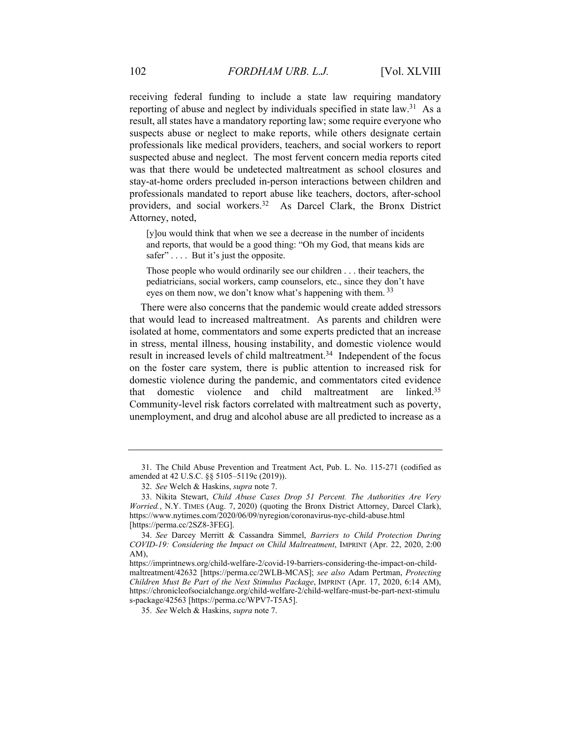receiving federal funding to include a state law requiring mandatory reporting of abuse and neglect by individuals specified in state law.[31] As a result, all states have a mandatory reporting law; some require everyone who suspects abuse or neglect to make reports, while others designate certain professionals like medical providers, teachers, and social workers to report suspected abuse and neglect. The most fervent concern media reports cited was that there would be undetected maltreatment as school closures and stay-at-home orders precluded in-person interactions between children and professionals mandated to report abuse like teachers, doctors, after-school providers, and social workers.[32] As Darcel Clark, the Bronx District Attorney, noted,

> [y]ou would think that when we see a decrease in the number of incidents and reports, that would be a good thing: "Oh my God, that means kids are safer" . . . . But it's just the opposite.
>
> Those people who would ordinarily see our children . . . their teachers, the pediatricians, social workers, camp counselors, etc., since they don't have eyes on them now, we don't know what's happening with them.[33]

There were also concerns that the pandemic would create added stressors that would lead to increased maltreatment. As parents and children were isolated at home, commentators and some experts predicted that an increase in stress, mental illness, housing instability, and domestic violence would result in increased levels of child maltreatment.[34] Independent of the focus on the foster care system, there is public attention to increased risk for domestic violence during the pandemic, and commentators cited evidence that domestic violence and child maltreatment are linked.[35] Community-level risk factors correlated with maltreatment such as poverty, unemployment, and drug and alcohol abuse are all predicted to increase as a

---

31. The Child Abuse Prevention and Treatment Act, Pub. L. No. 115-271 (codified as amended at 42 U.S.C. §§ 5105–5119c (2019)).

32. *See* Welch & Haskins, *supra* note 7.

33. Nikita Stewart, *Child Abuse Cases Drop 51 Percent. The Authorities Are Very Worried.*, N.Y. TIMES (Aug. 7, 2020) (quoting the Bronx District Attorney, Darcel Clark), https://www.nytimes.com/2020/06/09/nyregion/coronavirus-nyc-child-abuse.html [https://perma.cc/2SZ8-3FEG].

34. *See* Darcey Merritt & Cassandra Simmel, *Barriers to Child Protection During COVID-19: Considering the Impact on Child Maltreatment*, IMPRINT (Apr. 22, 2020, 2:00 AM), https://imprintnews.org/child-welfare-2/covid-19-barriers-considering-the-impact-on-child-maltreatment/42632 [https://perma.cc/2WLB-MCAS]; *see also* Adam Pertman, *Protecting Children Must Be Part of the Next Stimulus Package*, IMPRINT (Apr. 17, 2020, 6:14 AM), https://chronicleofsocialchange.org/child-welfare-2/child-welfare-must-be-part-next-stimulus-package/42563 [https://perma.cc/WPV7-T5A5].

35. *See* Welch & Haskins, *supra* note 7.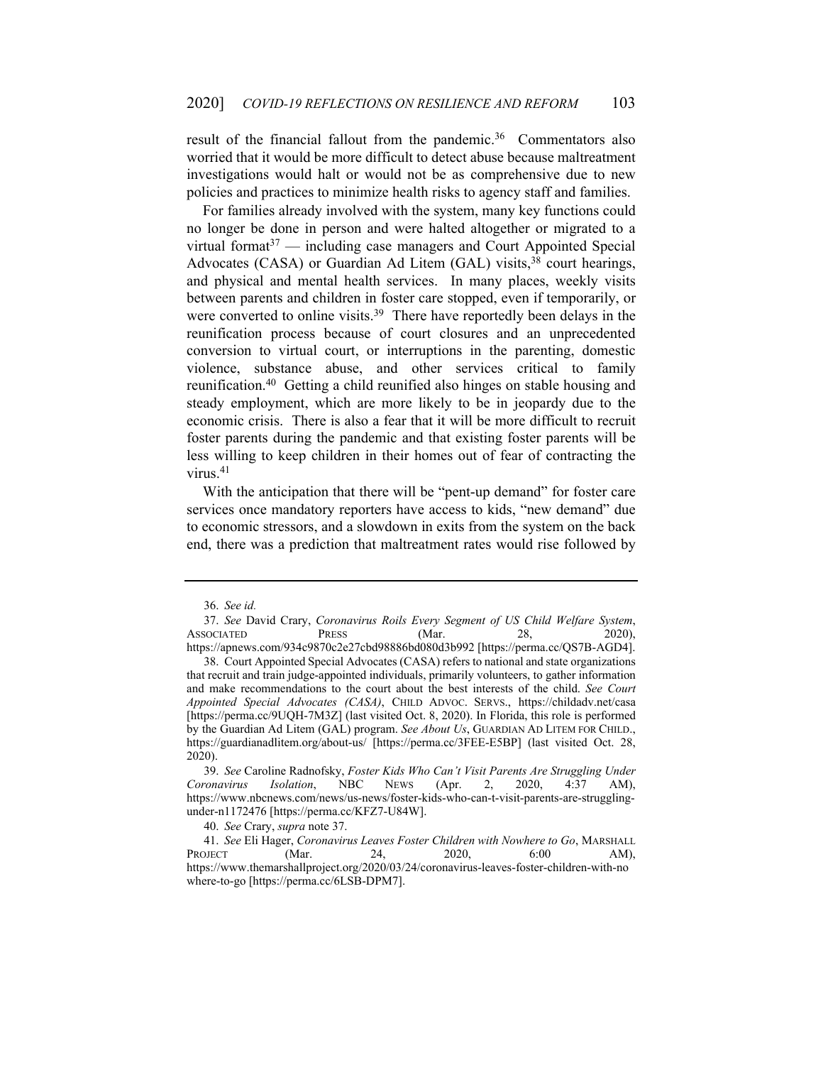result of the financial fallout from the pandemic.[36] Commentators also worried that it would be more difficult to detect abuse because maltreatment investigations would halt or would not be as comprehensive due to new policies and practices to minimize health risks to agency staff and families.

For families already involved with the system, many key functions could no longer be done in person and were halted altogether or migrated to a virtual format[37] — including case managers and Court Appointed Special Advocates (CASA) or Guardian Ad Litem (GAL) visits,[38] court hearings, and physical and mental health services. In many places, weekly visits between parents and children in foster care stopped, even if temporarily, or were converted to online visits.[39] There have reportedly been delays in the reunification process because of court closures and an unprecedented conversion to virtual court, or interruptions in the parenting, domestic violence, substance abuse, and other services critical to family reunification.[40] Getting a child reunified also hinges on stable housing and steady employment, which are more likely to be in jeopardy due to the economic crisis. There is also a fear that it will be more difficult to recruit foster parents during the pandemic and that existing foster parents will be less willing to keep children in their homes out of fear of contracting the virus.[41]

With the anticipation that there will be "pent-up demand" for foster care services once mandatory reporters have access to kids, "new demand" due to economic stressors, and a slowdown in exits from the system on the back end, there was a prediction that maltreatment rates would rise followed by

---

36. *See id.*

37. *See* David Crary, *Coronavirus Roils Every Segment of US Child Welfare System*, ASSOCIATED PRESS (Mar. 28, 2020), https://apnews.com/934c9870c2e27cbd98886bd080d3b992 [https://perma.cc/QS7B-AGD4].

38. Court Appointed Special Advocates (CASA) refers to national and state organizations that recruit and train judge-appointed individuals, primarily volunteers, to gather information and make recommendations to the court about the best interests of the child. *See Court Appointed Special Advocates (CASA)*, CHILD ADVOC. SERVS., https://childadv.net/casa [https://perma.cc/9UQH-7M3Z] (last visited Oct. 8, 2020). In Florida, this role is performed by the Guardian Ad Litem (GAL) program. *See About Us*, GUARDIAN AD LITEM FOR CHILD., https://guardianadlitem.org/about-us/ [https://perma.cc/3FEE-E5BP] (last visited Oct. 28, 2020).

39. *See* Caroline Radnofsky, *Foster Kids Who Can't Visit Parents Are Struggling Under Coronavirus Isolation*, NBC NEWS (Apr. 2, 2020, 4:37 AM), https://www.nbcnews.com/news/us-news/foster-kids-who-can-t-visit-parents-are-struggling-under-n1172476 [https://perma.cc/KFZ7-U84W].

40. *See* Crary, *supra* note 37.

41. *See* Eli Hager, *Coronavirus Leaves Foster Children with Nowhere to Go*, MARSHALL PROJECT (Mar. 24, 2020, 6:00 AM), https://www.themarshallproject.org/2020/03/24/coronavirus-leaves-foster-children-with-nowhere-to-go [https://perma.cc/6LSB-DPM7].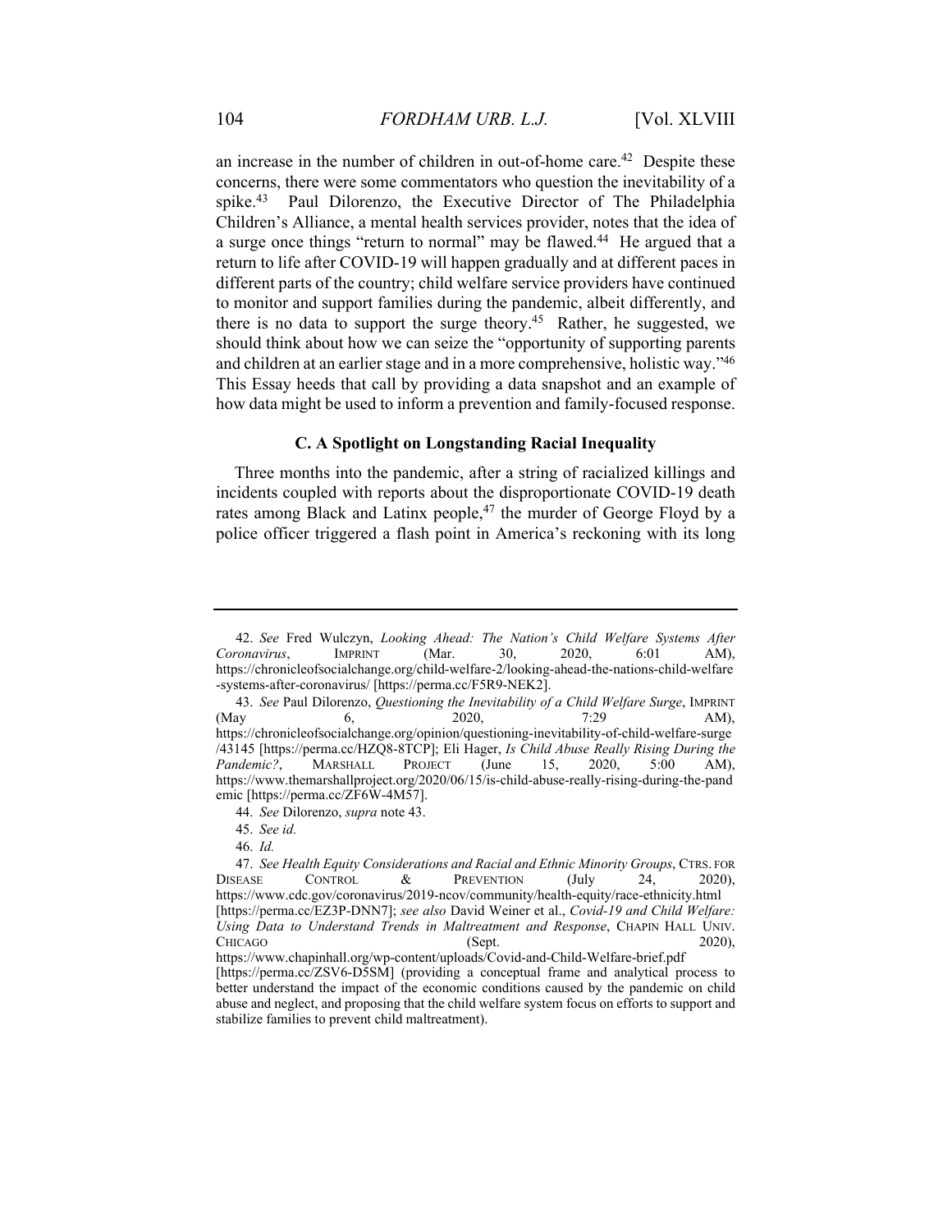an increase in the number of children in out-of-home care.[42] Despite these concerns, there were some commentators who question the inevitability of a spike.[43] Paul Dilorenzo, the Executive Director of The Philadelphia Children's Alliance, a mental health services provider, notes that the idea of a surge once things "return to normal" may be flawed.[44] He argued that a return to life after COVID-19 will happen gradually and at different paces in different parts of the country; child welfare service providers have continued to monitor and support families during the pandemic, albeit differently, and there is no data to support the surge theory.[45] Rather, he suggested, we should think about how we can seize the "opportunity of supporting parents and children at an earlier stage and in a more comprehensive, holistic way."[46] This Essay heeds that call by providing a data snapshot and an example of how data might be used to inform a prevention and family-focused response.

### C. A Spotlight on Longstanding Racial Inequality

Three months into the pandemic, after a string of racialized killings and incidents coupled with reports about the disproportionate COVID-19 death rates among Black and Latinx people,[47] the murder of George Floyd by a police officer triggered a flash point in America's reckoning with its long

---

42. *See* Fred Wulczyn, *Looking Ahead: The Nation's Child Welfare Systems After Coronavirus*, IMPRINT (Mar. 30, 2020, 6:01 AM), https://chronicleofsocialchange.org/child-welfare-2/looking-ahead-the-nations-child-welfare-systems-after-coronavirus/ [https://perma.cc/F5R9-NEK2].

43. *See* Paul Dilorenzo, *Questioning the Inevitability of a Child Welfare Surge*, IMPRINT (May 6, 2020, 7:29 AM), https://chronicleofsocialchange.org/opinion/questioning-inevitability-of-child-welfare-surge/43145 [https://perma.cc/HZQ8-8TCP]; Eli Hager, *Is Child Abuse Really Rising During the Pandemic?*, MARSHALL PROJECT (June 15, 2020, 5:00 AM), https://www.themarshallproject.org/2020/06/15/is-child-abuse-really-rising-during-the-pandemic [https://perma.cc/ZF6W-4M57].

44. *See* Dilorenzo, *supra* note 43.

45. *See id.*

46. *Id.*

47. *See Health Equity Considerations and Racial and Ethnic Minority Groups*, CTRS. FOR DISEASE CONTROL & PREVENTION (July 24, 2020), https://www.cdc.gov/coronavirus/2019-ncov/community/health-equity/race-ethnicity.html [https://perma.cc/EZ3P-DNN7]; *see also* David Weiner et al., *Covid-19 and Child Welfare: Using Data to Understand Trends in Maltreatment and Response*, CHAPIN HALL UNIV. CHICAGO (Sept. 2020), https://www.chapinhall.org/wp-content/uploads/Covid-and-Child-Welfare-brief.pdf [https://perma.cc/ZSV6-D5SM] (providing a conceptual frame and analytical process to better understand the impact of the economic conditions caused by the pandemic on child abuse and neglect, and proposing that the child welfare system focus on efforts to support and stabilize families to prevent child maltreatment).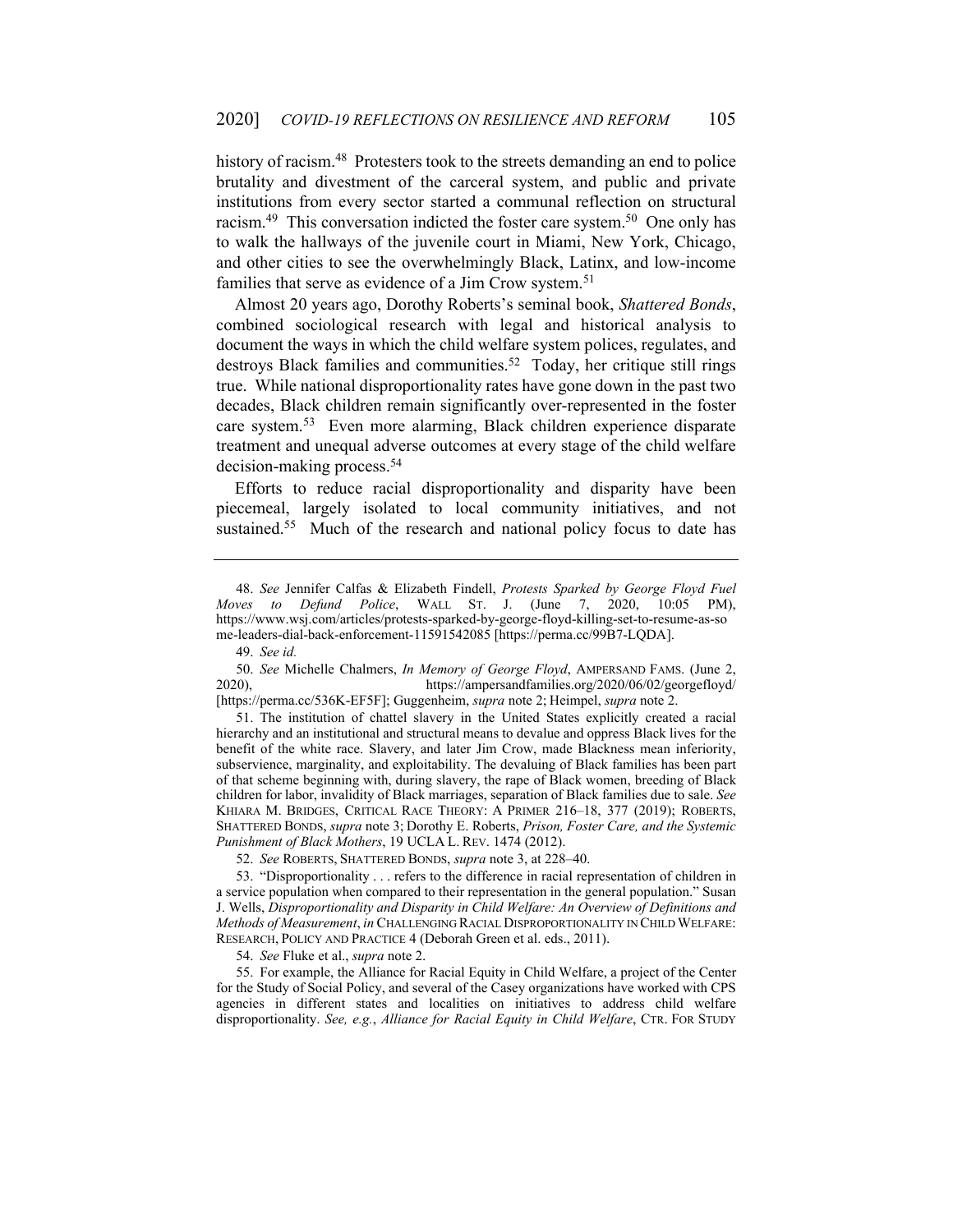history of racism.[48] Protesters took to the streets demanding an end to police brutality and divestment of the carceral system, and public and private institutions from every sector started a communal reflection on structural racism.[49] This conversation indicted the foster care system.[50] One only has to walk the hallways of the juvenile court in Miami, New York, Chicago, and other cities to see the overwhelmingly Black, Latinx, and low-income families that serve as evidence of a Jim Crow system.[51]

Almost 20 years ago, Dorothy Roberts's seminal book, *Shattered Bonds*, combined sociological research with legal and historical analysis to document the ways in which the child welfare system polices, regulates, and destroys Black families and communities.[52] Today, her critique still rings true. While national disproportionality rates have gone down in the past two decades, Black children remain significantly over-represented in the foster care system.[53] Even more alarming, Black children experience disparate treatment and unequal adverse outcomes at every stage of the child welfare decision-making process.[54]

Efforts to reduce racial disproportionality and disparity have been piecemeal, largely isolated to local community initiatives, and not sustained.[55] Much of the research and national policy focus to date has

---

48. *See* Jennifer Calfas & Elizabeth Findell, *Protests Sparked by George Floyd Fuel Moves to Defund Police*, WALL ST. J. (June 7, 2020, 10:05 PM), https://www.wsj.com/articles/protests-sparked-by-george-floyd-killing-set-to-resume-as-some-leaders-dial-back-enforcement-11591542085 [https://perma.cc/99B7-LQDA].

49. *See id.*

50. *See* Michelle Chalmers, *In Memory of George Floyd*, AMPERSAND FAMS. (June 2, 2020), https://ampersandfamilies.org/2020/06/02/georgefloyd/ [https://perma.cc/536K-EF5F]; Guggenheim, *supra* note 2; Heimpel, *supra* note 2.

51. The institution of chattel slavery in the United States explicitly created a racial hierarchy and an institutional and structural means to devalue and oppress Black lives for the benefit of the white race. Slavery, and later Jim Crow, made Blackness mean inferiority, subservience, marginality, and exploitability. The devaluing of Black families has been part of that scheme beginning with, during slavery, the rape of Black women, breeding of Black children for labor, invalidity of Black marriages, separation of Black families due to sale. *See* KHIARA M. BRIDGES, CRITICAL RACE THEORY: A PRIMER 216–18, 377 (2019); ROBERTS, SHATTERED BONDS, *supra* note 3; Dorothy E. Roberts, *Prison, Foster Care, and the Systemic Punishment of Black Mothers*, 19 UCLA L. REV. 1474 (2012).

52. *See* ROBERTS, SHATTERED BONDS, *supra* note 3, at 228–40.

53. "Disproportionality . . . refers to the difference in racial representation of children in a service population when compared to their representation in the general population." Susan J. Wells, *Disproportionality and Disparity in Child Welfare: An Overview of Definitions and Methods of Measurement*, *in* CHALLENGING RACIAL DISPROPORTIONALITY IN CHILD WELFARE: RESEARCH, POLICY AND PRACTICE 4 (Deborah Green et al. eds., 2011).

54. *See* Fluke et al., *supra* note 2.

55. For example, the Alliance for Racial Equity in Child Welfare, a project of the Center for the Study of Social Policy, and several of the Casey organizations have worked with CPS agencies in different states and localities on initiatives to address child welfare disproportionality. *See, e.g.*, *Alliance for Racial Equity in Child Welfare*, CTR. FOR STUDY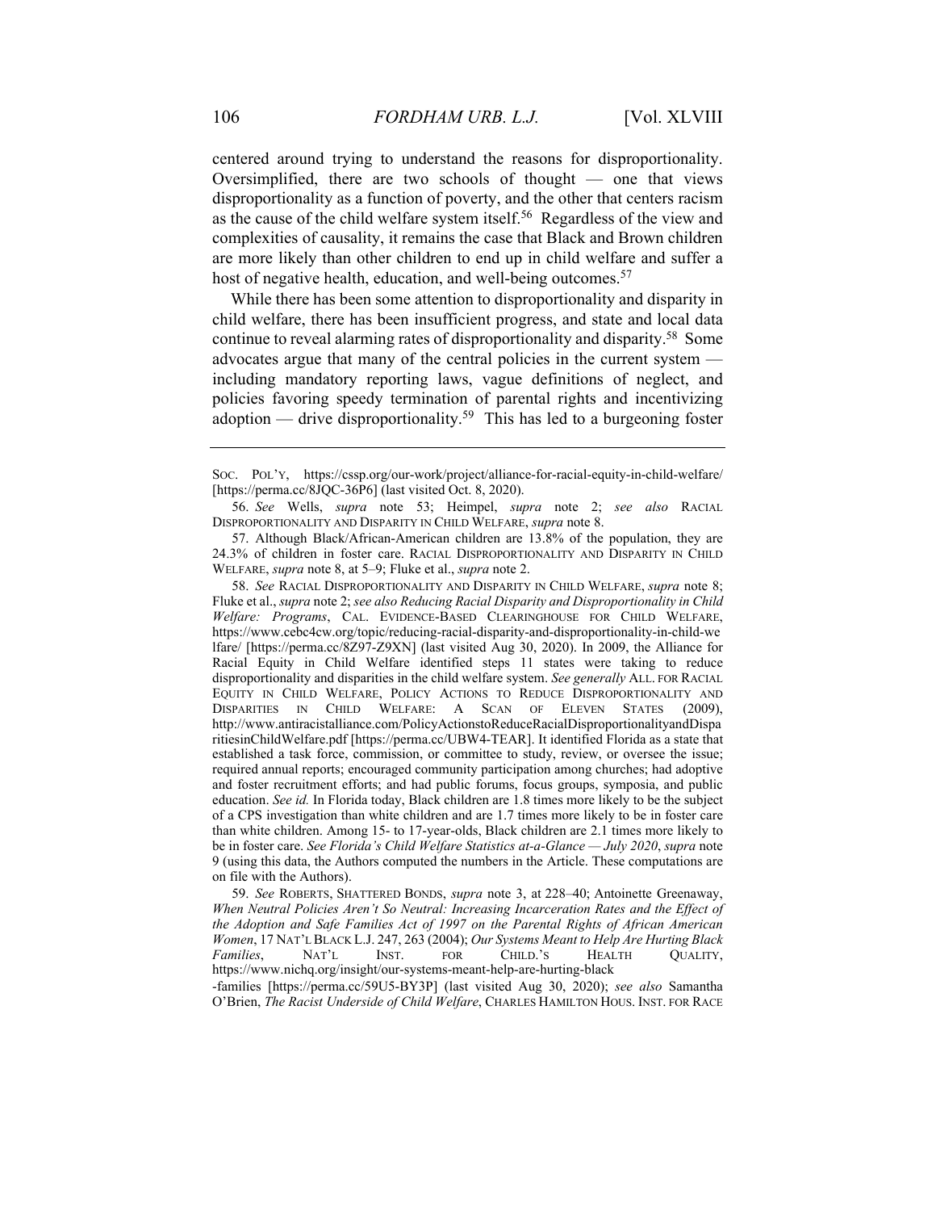centered around trying to understand the reasons for disproportionality. Oversimplified, there are two schools of thought — one that views disproportionality as a function of poverty, and the other that centers racism as the cause of the child welfare system itself.[56] Regardless of the view and complexities of causality, it remains the case that Black and Brown children are more likely than other children to end up in child welfare and suffer a host of negative health, education, and well-being outcomes.[57]

While there has been some attention to disproportionality and disparity in child welfare, there has been insufficient progress, and state and local data continue to reveal alarming rates of disproportionality and disparity.[58] Some advocates argue that many of the central policies in the current system — including mandatory reporting laws, vague definitions of neglect, and policies favoring speedy termination of parental rights and incentivizing adoption — drive disproportionality.[59] This has led to a burgeoning foster

---

SOC. POL'Y, https://cssp.org/our-work/project/alliance-for-racial-equity-in-child-welfare/ [https://perma.cc/8JQC-36P6] (last visited Oct. 8, 2020).

56. *See* Wells, *supra* note 53; Heimpel, *supra* note 2; *see also* RACIAL DISPROPORTIONALITY AND DISPARITY IN CHILD WELFARE, *supra* note 8.

57. Although Black/African-American children are 13.8% of the population, they are 24.3% of children in foster care. RACIAL DISPROPORTIONALITY AND DISPARITY IN CHILD WELFARE, *supra* note 8, at 5–9; Fluke et al., *supra* note 2.

58. *See* RACIAL DISPROPORTIONALITY AND DISPARITY IN CHILD WELFARE, *supra* note 8; Fluke et al., *supra* note 2; *see also Reducing Racial Disparity and Disproportionality in Child Welfare: Programs*, CAL. EVIDENCE-BASED CLEARINGHOUSE FOR CHILD WELFARE, https://www.cebc4cw.org/topic/reducing-racial-disparity-and-disproportionality-in-child-welfare/ [https://perma.cc/8Z97-Z9XN] (last visited Aug 30, 2020). In 2009, the Alliance for Racial Equity in Child Welfare identified steps 11 states were taking to reduce disproportionality and disparities in the child welfare system. *See generally* ALL. FOR RACIAL EQUITY IN CHILD WELFARE, POLICY ACTIONS TO REDUCE DISPROPORTIONALITY AND DISPARITIES IN CHILD WELFARE: A SCAN OF ELEVEN STATES (2009), http://www.antiracistalliance.com/PolicyActionstoReduceRacialDisproportionalityandDisparitiesinChildWelfare.pdf [https://perma.cc/UBW4-TEAR]. It identified Florida as a state that established a task force, commission, or committee to study, review, or oversee the issue; required annual reports; encouraged community participation among churches; had adoptive and foster recruitment efforts; and had public forums, focus groups, symposia, and public education. *See id.* In Florida today, Black children are 1.8 times more likely to be the subject of a CPS investigation than white children and are 1.7 times more likely to be in foster care than white children. Among 15- to 17-year-olds, Black children are 2.1 times more likely to be in foster care. *See Florida's Child Welfare Statistics at-a-Glance — July 2020*, *supra* note 9 (using this data, the Authors computed the numbers in the Article. These computations are on file with the Authors).

59. *See* ROBERTS, SHATTERED BONDS, *supra* note 3, at 228–40; Antoinette Greenaway, *When Neutral Policies Aren't So Neutral: Increasing Incarceration Rates and the Effect of the Adoption and Safe Families Act of 1997 on the Parental Rights of African American Women*, 17 NAT'L BLACK L.J. 247, 263 (2004); *Our Systems Meant to Help Are Hurting Black Families*, NAT'L INST. FOR CHILD.'S HEALTH QUALITY, https://www.nichq.org/insight/our-systems-meant-help-are-hurting-black-families [https://perma.cc/59U5-BY3P] (last visited Aug 30, 2020); *see also* Samantha O'Brien, *The Racist Underside of Child Welfare*, CHARLES HAMILTON HOUS. INST. FOR RACE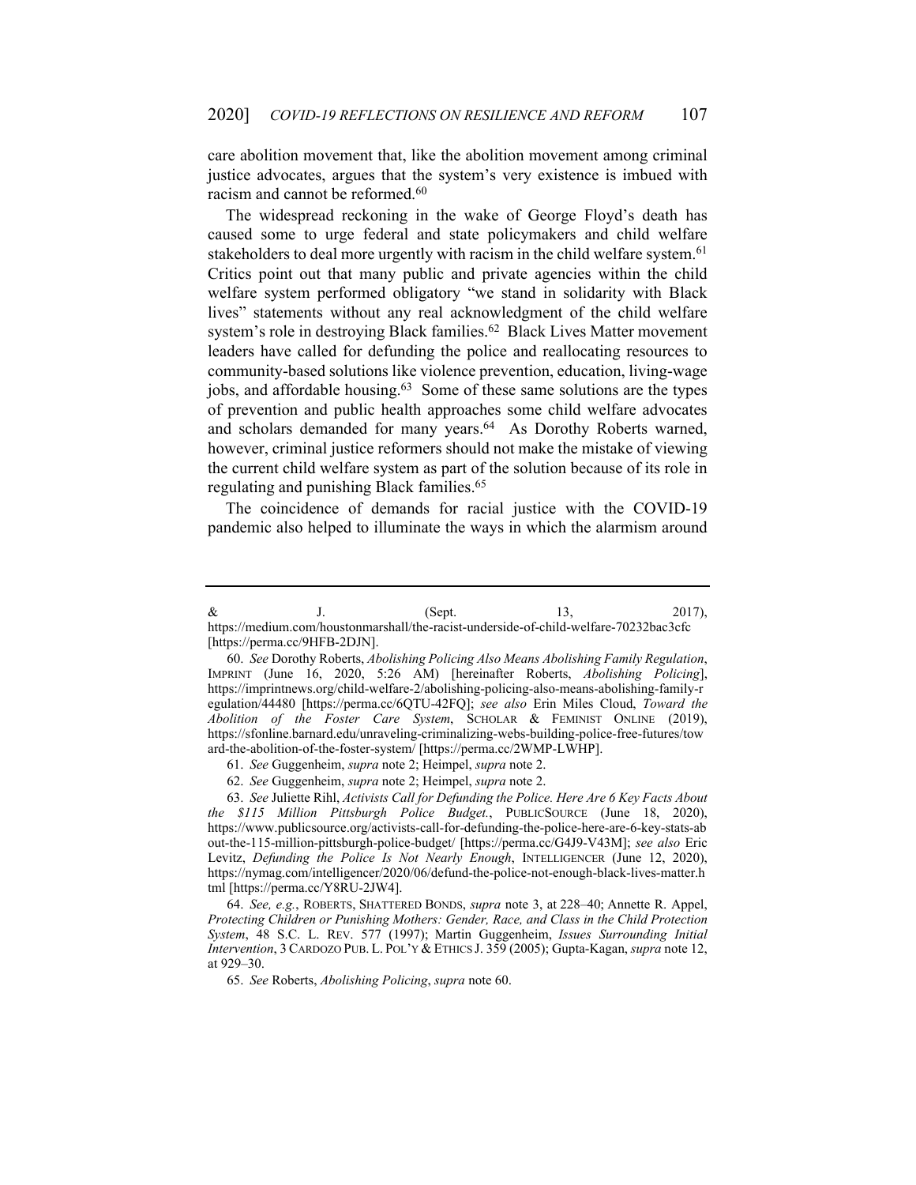care abolition movement that, like the abolition movement among criminal justice advocates, argues that the system's very existence is imbued with racism and cannot be reformed.[60]

The widespread reckoning in the wake of George Floyd's death has caused some to urge federal and state policymakers and child welfare stakeholders to deal more urgently with racism in the child welfare system.[61] Critics point out that many public and private agencies within the child welfare system performed obligatory "we stand in solidarity with Black lives" statements without any real acknowledgment of the child welfare system's role in destroying Black families.[62] Black Lives Matter movement leaders have called for defunding the police and reallocating resources to community-based solutions like violence prevention, education, living-wage jobs, and affordable housing.[63] Some of these same solutions are the types of prevention and public health approaches some child welfare advocates and scholars demanded for many years.[64] As Dorothy Roberts warned, however, criminal justice reformers should not make the mistake of viewing the current child welfare system as part of the solution because of its role in regulating and punishing Black families.[65]

The coincidence of demands for racial justice with the COVID-19 pandemic also helped to illuminate the ways in which the alarmism around

---

& J. (Sept. 13, 2017), https://medium.com/houstonmarshall/the-racist-underside-of-child-welfare-70232bac3cfc [https://perma.cc/9HFB-2DJN].

60. *See* Dorothy Roberts, *Abolishing Policing Also Means Abolishing Family Regulation*, IMPRINT (June 16, 2020, 5:26 AM) [hereinafter Roberts, *Abolishing Policing*], https://imprintnews.org/child-welfare-2/abolishing-policing-also-means-abolishing-family-regulation/44480 [https://perma.cc/6QTU-42FQ]; *see also* Erin Miles Cloud, *Toward the Abolition of the Foster Care System*, SCHOLAR & FEMINIST ONLINE (2019), https://sfonline.barnard.edu/unraveling-criminalizing-webs-building-police-free-futures/toward-the-abolition-of-the-foster-system/ [https://perma.cc/2WMP-LWHP].

61. *See* Guggenheim, *supra* note 2; Heimpel, *supra* note 2.

62. *See* Guggenheim, *supra* note 2; Heimpel, *supra* note 2.

63. *See* Juliette Rihl, *Activists Call for Defunding the Police. Here Are 6 Key Facts About the $115 Million Pittsburgh Police Budget.*, PUBLICSOURCE (June 18, 2020), https://www.publicsource.org/activists-call-for-defunding-the-police-here-are-6-key-stats-about-the-115-million-pittsburgh-police-budget/ [https://perma.cc/G4J9-V43M]; *see also* Eric Levitz, *Defunding the Police Is Not Nearly Enough*, INTELLIGENCER (June 12, 2020), https://nymag.com/intelligencer/2020/06/defund-the-police-not-enough-black-lives-matter.html [https://perma.cc/Y8RU-2JW4].

64. *See, e.g.*, ROBERTS, SHATTERED BONDS, *supra* note 3, at 228–40; Annette R. Appel, *Protecting Children or Punishing Mothers: Gender, Race, and Class in the Child Protection System*, 48 S.C. L. REV. 577 (1997); Martin Guggenheim, *Issues Surrounding Initial Intervention*, 3 CARDOZO PUB. L. POL'Y & ETHICS J. 359 (2005); Gupta-Kagan, *supra* note 12, at 929–30.

65. *See* Roberts, *Abolishing Policing*, *supra* note 60.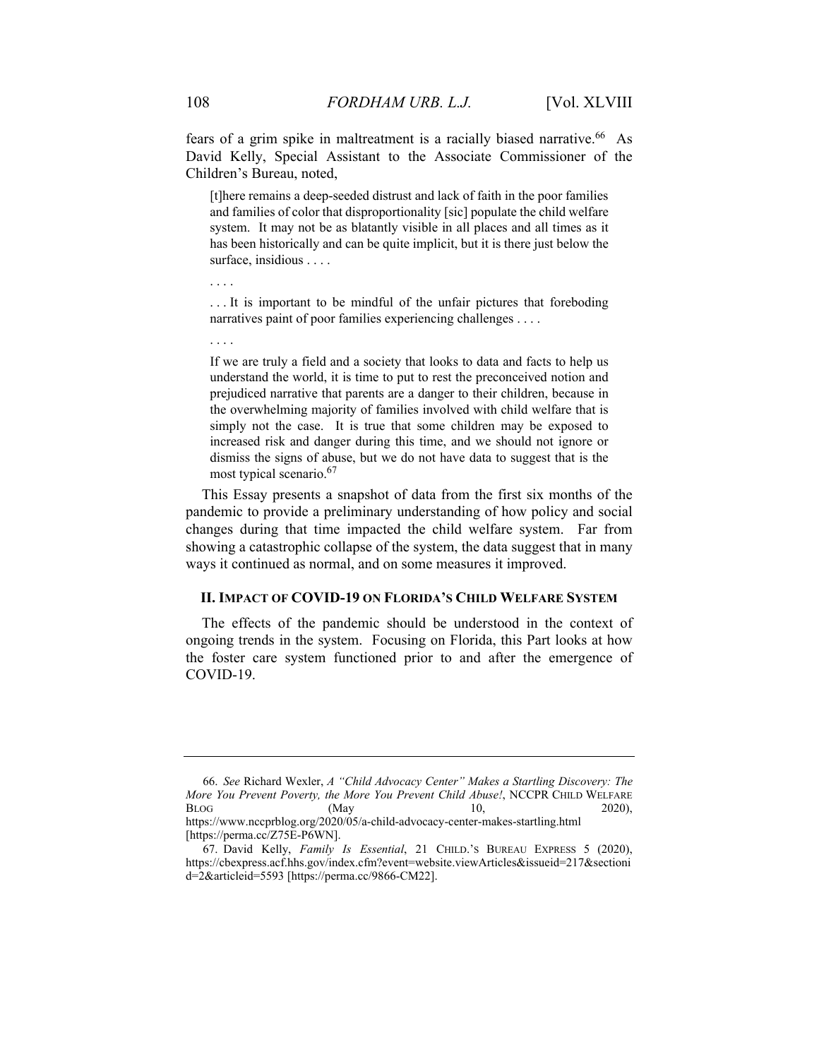fears of a grim spike in maltreatment is a racially biased narrative.[66] As David Kelly, Special Assistant to the Associate Commissioner of the Children's Bureau, noted,

> [t]here remains a deep-seeded distrust and lack of faith in the poor families and families of color that disproportionality [sic] populate the child welfare system. It may not be as blatantly visible in all places and all times as it has been historically and can be quite implicit, but it is there just below the surface, insidious . . . .
>
> . . . .
>
> . . . It is important to be mindful of the unfair pictures that foreboding narratives paint of poor families experiencing challenges . . . .
>
> . . . .
>
> If we are truly a field and a society that looks to data and facts to help us understand the world, it is time to put to rest the preconceived notion and prejudiced narrative that parents are a danger to their children, because in the overwhelming majority of families involved with child welfare that is simply not the case. It is true that some children may be exposed to increased risk and danger during this time, and we should not ignore or dismiss the signs of abuse, but we do not have data to suggest that is the most typical scenario.[67]

This Essay presents a snapshot of data from the first six months of the pandemic to provide a preliminary understanding of how policy and social changes during that time impacted the child welfare system. Far from showing a catastrophic collapse of the system, the data suggest that in many ways it continued as normal, and on some measures it improved.

## II. Impact of COVID-19 on Florida's Child Welfare System

The effects of the pandemic should be understood in the context of ongoing trends in the system. Focusing on Florida, this Part looks at how the foster care system functioned prior to and after the emergence of COVID-19.

---

66. *See* Richard Wexler, *A "Child Advocacy Center" Makes a Startling Discovery: The More You Prevent Poverty, the More You Prevent Child Abuse!*, NCCPR CHILD WELFARE BLOG (May 10, 2020), https://www.nccprblog.org/2020/05/a-child-advocacy-center-makes-startling.html [https://perma.cc/Z75E-P6WN].

67. David Kelly, *Family Is Essential*, 21 CHILD.'S BUREAU EXPRESS 5 (2020), https://cbexpress.acf.hhs.gov/index.cfm?event=website.viewArticles&issueid=217&sectionid=2&articleid=5593 [https://perma.cc/9866-CM22].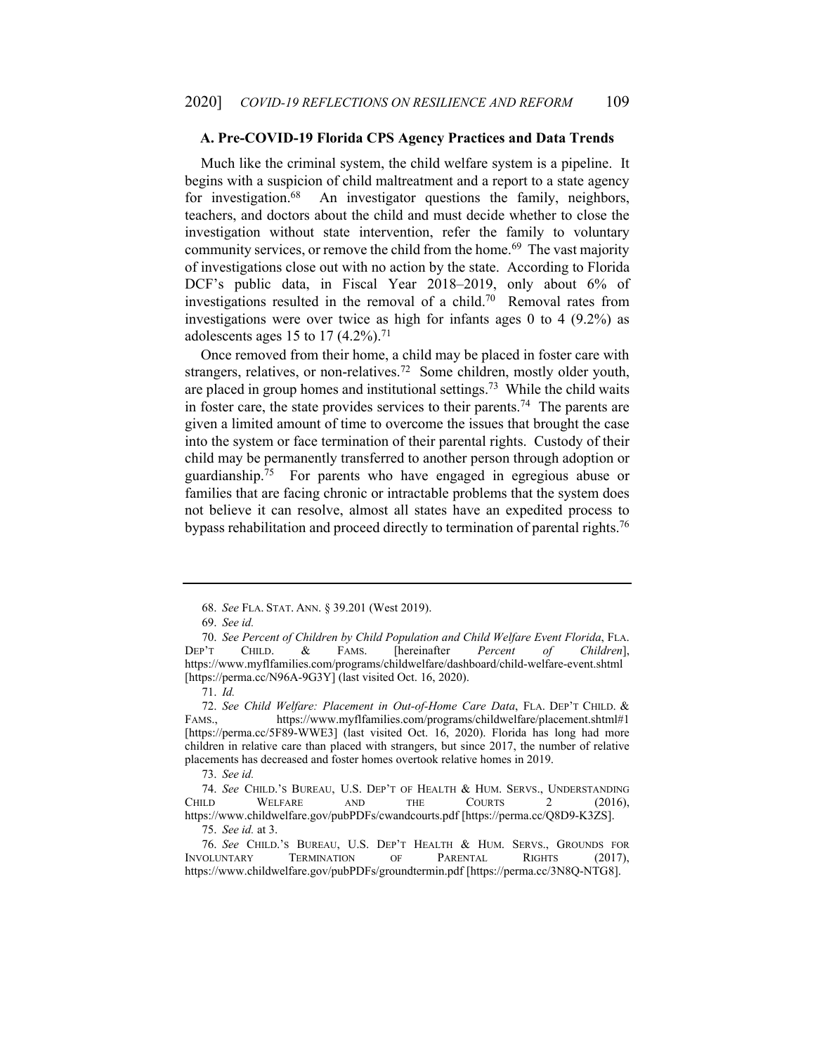### A. Pre-COVID-19 Florida CPS Agency Practices and Data Trends

Much like the criminal system, the child welfare system is a pipeline. It begins with a suspicion of child maltreatment and a report to a state agency for investigation.[68] An investigator questions the family, neighbors, teachers, and doctors about the child and must decide whether to close the investigation without state intervention, refer the family to voluntary community services, or remove the child from the home.[69] The vast majority of investigations close out with no action by the state. According to Florida DCF's public data, in Fiscal Year 2018–2019, only about 6% of investigations resulted in the removal of a child.[70] Removal rates from investigations were over twice as high for infants ages 0 to 4 (9.2%) as adolescents ages 15 to 17 (4.2%).[71]

Once removed from their home, a child may be placed in foster care with strangers, relatives, or non-relatives.[72] Some children, mostly older youth, are placed in group homes and institutional settings.[73] While the child waits in foster care, the state provides services to their parents.[74] The parents are given a limited amount of time to overcome the issues that brought the case into the system or face termination of their parental rights. Custody of their child may be permanently transferred to another person through adoption or guardianship.[75] For parents who have engaged in egregious abuse or families that are facing chronic or intractable problems that the system does not believe it can resolve, almost all states have an expedited process to bypass rehabilitation and proceed directly to termination of parental rights.[76]

---

68. *See* FLA. STAT. ANN. § 39.201 (West 2019).

69. *See id.*

70. *See Percent of Children by Child Population and Child Welfare Event Florida*, FLA. DEP'T CHILD. & FAMS. [hereinafter *Percent of Children*], https://www.myflfamilies.com/programs/childwelfare/dashboard/child-welfare-event.shtml [https://perma.cc/N96A-9G3Y] (last visited Oct. 16, 2020).

71. *Id.*

72. *See Child Welfare: Placement in Out-of-Home Care Data*, FLA. DEP'T CHILD. & FAMS., https://www.myflfamilies.com/programs/childwelfare/placement.shtml#1 [https://perma.cc/5F89-WWE3] (last visited Oct. 16, 2020). Florida has long had more children in relative care than placed with strangers, but since 2017, the number of relative placements has decreased and foster homes overtook relative homes in 2019.

73. *See id.*

74. *See* CHILD.'S BUREAU, U.S. DEP'T OF HEALTH & HUM. SERVS., UNDERSTANDING CHILD WELFARE AND THE COURTS 2 (2016), https://www.childwelfare.gov/pubPDFs/cwandcourts.pdf [https://perma.cc/Q8D9-K3ZS].

75. *See id.* at 3.

76. *See* CHILD.'S BUREAU, U.S. DEP'T HEALTH & HUM. SERVS., GROUNDS FOR INVOLUNTARY TERMINATION OF PARENTAL RIGHTS (2017), https://www.childwelfare.gov/pubPDFs/groundtermin.pdf [https://perma.cc/3N8Q-NTG8].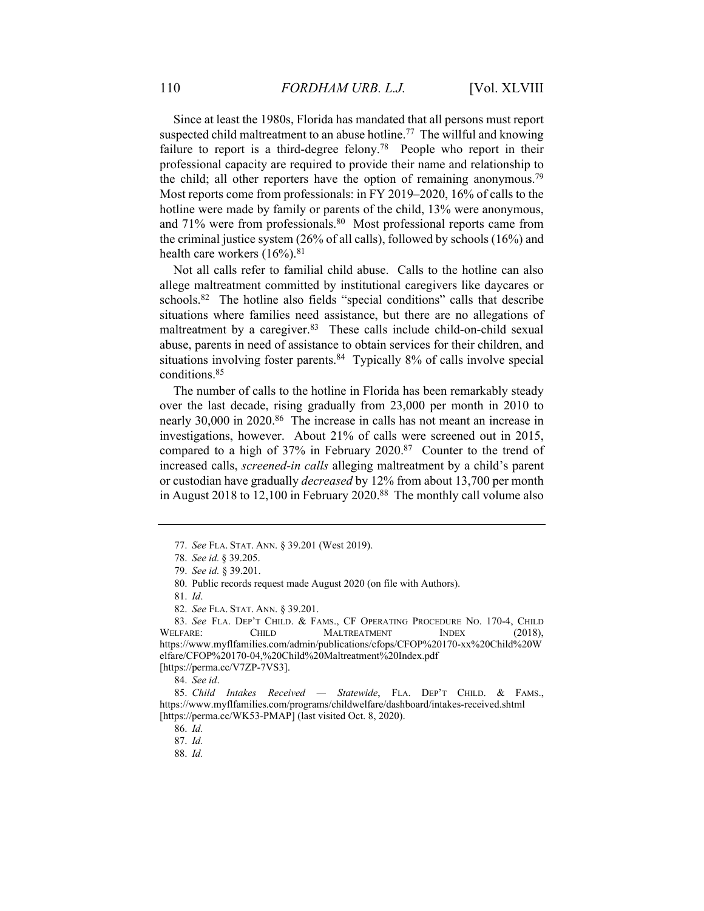Since at least the 1980s, Florida has mandated that all persons must report suspected child maltreatment to an abuse hotline.[77] The willful and knowing failure to report is a third-degree felony.[78] People who report in their professional capacity are required to provide their name and relationship to the child; all other reporters have the option of remaining anonymous.[79] Most reports come from professionals: in FY 2019–2020, 16% of calls to the hotline were made by family or parents of the child, 13% were anonymous, and 71% were from professionals.[80] Most professional reports came from the criminal justice system (26% of all calls), followed by schools (16%) and health care workers (16%).[81]

Not all calls refer to familial child abuse. Calls to the hotline can also allege maltreatment committed by institutional caregivers like daycares or schools.[82] The hotline also fields "special conditions" calls that describe situations where families need assistance, but there are no allegations of maltreatment by a caregiver.[83] These calls include child-on-child sexual abuse, parents in need of assistance to obtain services for their children, and situations involving foster parents.[84] Typically 8% of calls involve special conditions.[85]

The number of calls to the hotline in Florida has been remarkably steady over the last decade, rising gradually from 23,000 per month in 2010 to nearly 30,000 in 2020.[86] The increase in calls has not meant an increase in investigations, however. About 21% of calls were screened out in 2015, compared to a high of 37% in February 2020.[87] Counter to the trend of increased calls, *screened-in calls* alleging maltreatment by a child's parent or custodian have gradually *decreased* by 12% from about 13,700 per month in August 2018 to 12,100 in February 2020.[88] The monthly call volume also

---

77. *See* FLA. STAT. ANN. § 39.201 (West 2019).

78. *See id.* § 39.205.

79. *See id.* § 39.201.

80. Public records request made August 2020 (on file with Authors).

81. *Id*.

82. *See* FLA. STAT. ANN. § 39.201.

83. *See* FLA. DEP'T CHILD. & FAMS., CF OPERATING PROCEDURE NO. 170-4, CHILD WELFARE: CHILD MALTREATMENT INDEX (2018), https://www.myflfamilies.com/admin/publications/cfops/CFOP%20170-xx%20Child%20Welfare/CFOP%20170-04,%20Child%20Maltreatment%20Index.pdf [https://perma.cc/V7ZP-7VS3].

84. *See id*.

85. *Child Intakes Received — Statewide*, FLA. DEP'T CHILD. & FAMS., https://www.myflfamilies.com/programs/childwelfare/dashboard/intakes-received.shtml [https://perma.cc/WK53-PMAP] (last visited Oct. 8, 2020).

86. *Id.*

87. *Id.*

88. *Id.*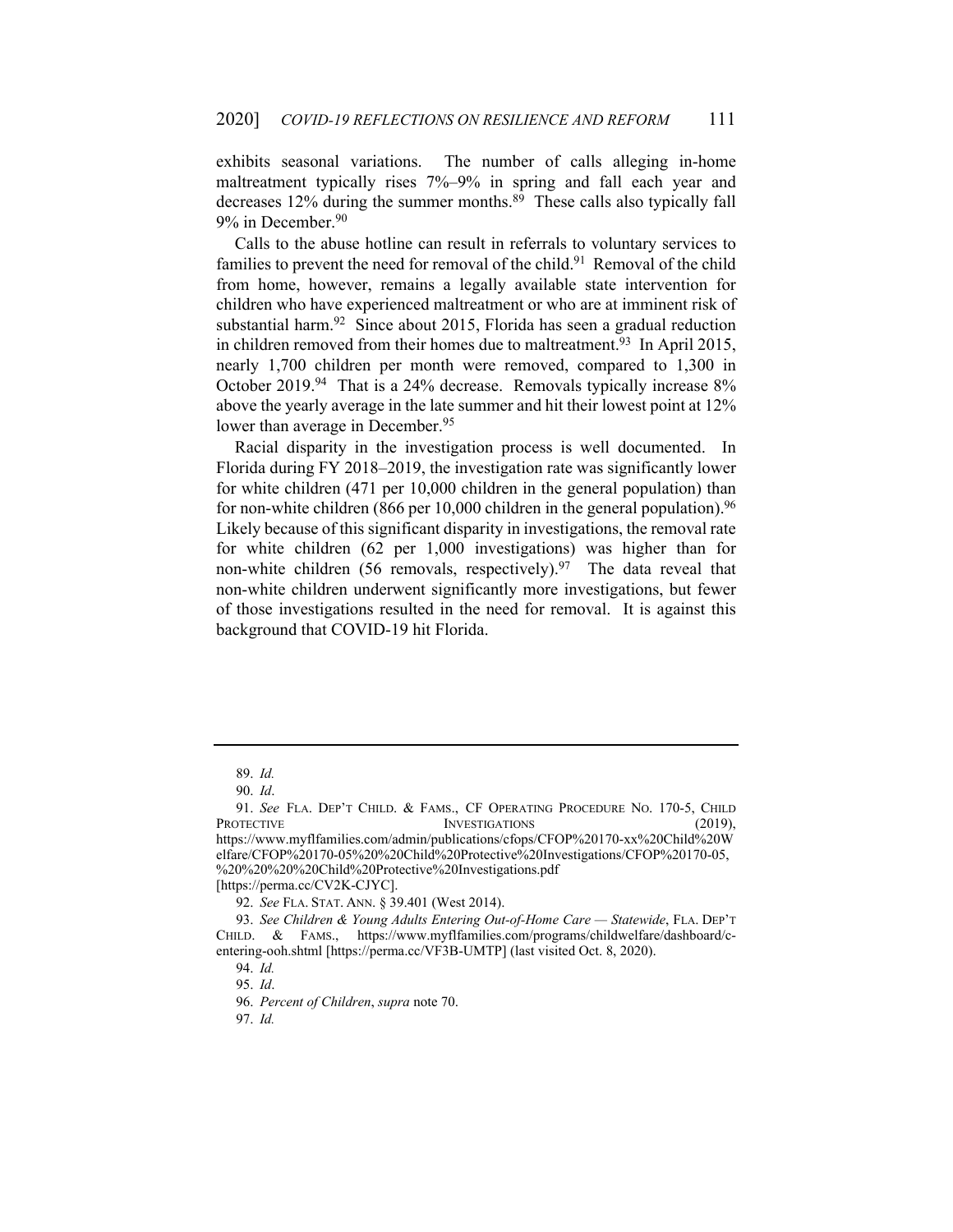exhibits seasonal variations. The number of calls alleging in-home maltreatment typically rises 7%–9% in spring and fall each year and decreases 12% during the summer months.[89] These calls also typically fall 9% in December.[90]

Calls to the abuse hotline can result in referrals to voluntary services to families to prevent the need for removal of the child.[91] Removal of the child from home, however, remains a legally available state intervention for children who have experienced maltreatment or who are at imminent risk of substantial harm.[92] Since about 2015, Florida has seen a gradual reduction in children removed from their homes due to maltreatment.[93] In April 2015, nearly 1,700 children per month were removed, compared to 1,300 in October 2019.[94] That is a 24% decrease. Removals typically increase 8% above the yearly average in the late summer and hit their lowest point at 12% lower than average in December.[95]

Racial disparity in the investigation process is well documented. In Florida during FY 2018–2019, the investigation rate was significantly lower for white children (471 per 10,000 children in the general population) than for non-white children (866 per 10,000 children in the general population).[96] Likely because of this significant disparity in investigations, the removal rate for white children (62 per 1,000 investigations) was higher than for non-white children (56 removals, respectively).[97] The data reveal that non-white children underwent significantly more investigations, but fewer of those investigations resulted in the need for removal. It is against this background that COVID-19 hit Florida.

---

89. *Id.*

90. *Id*.

91. *See* FLA. DEP'T CHILD. & FAMS., CF OPERATING PROCEDURE NO. 170-5, CHILD PROTECTIVE INVESTIGATIONS (2019), https://www.myflfamilies.com/admin/publications/cfops/CFOP%20170-xx%20Child%20Welfare/CFOP%20170-05%20%20Child%20Protective%20Investigations/CFOP%20170-05,%20%20%20%20Child%20Protective%20Investigations.pdf [https://perma.cc/CV2K-CJYC].

92. *See* FLA. STAT. ANN. § 39.401 (West 2014).

93. *See Children & Young Adults Entering Out-of-Home Care — Statewide*, FLA. DEP'T CHILD. & FAMS., https://www.myflfamilies.com/programs/childwelfare/dashboard/c-entering-ooh.shtml [https://perma.cc/VF3B-UMTP] (last visited Oct. 8, 2020).

94. *Id.*

95. *Id*.

96. *Percent of Children*, *supra* note 70.

97. *Id.*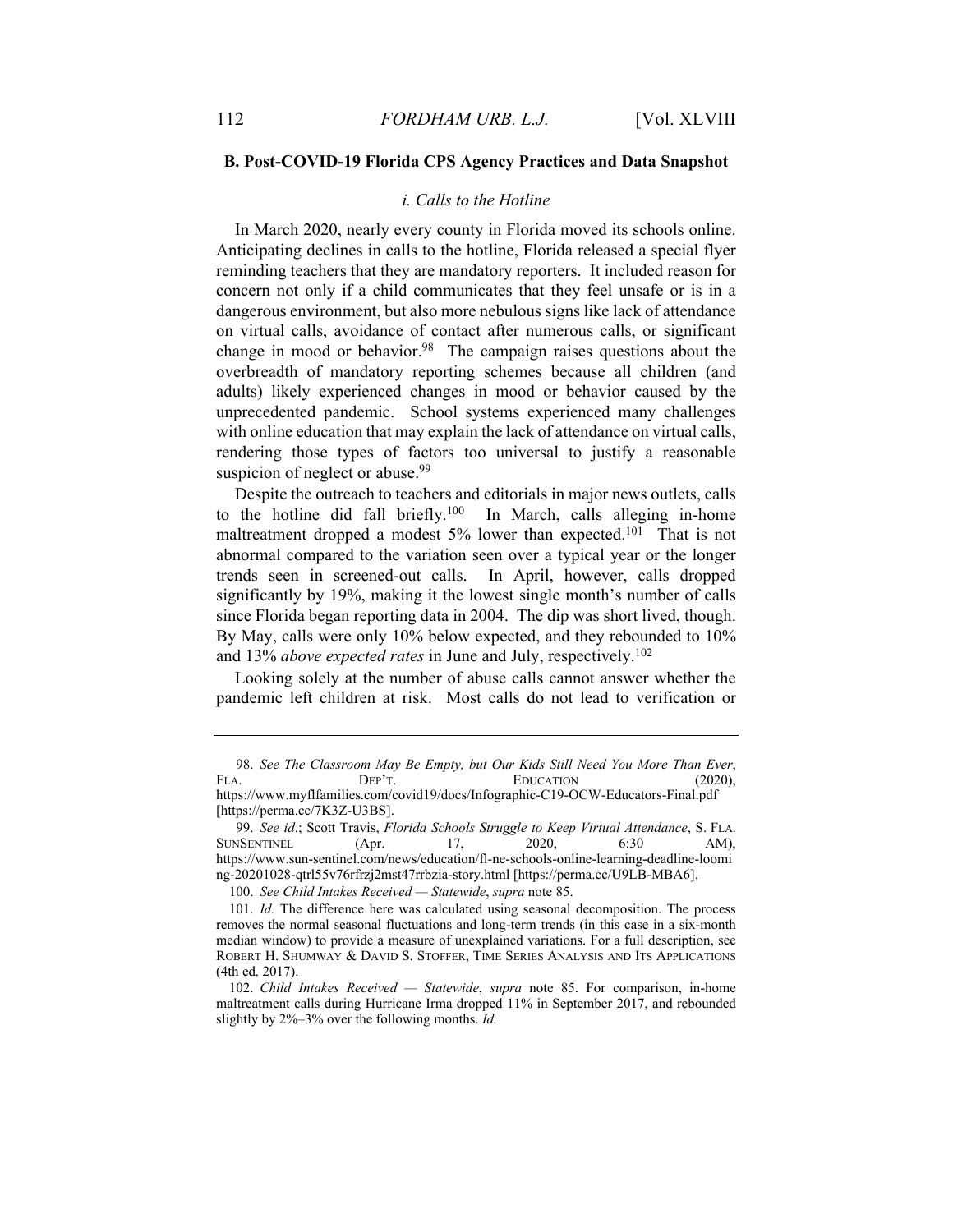### B. Post-COVID-19 Florida CPS Agency Practices and Data Snapshot

#### *i. Calls to the Hotline*

In March 2020, nearly every county in Florida moved its schools online. Anticipating declines in calls to the hotline, Florida released a special flyer reminding teachers that they are mandatory reporters. It included reason for concern not only if a child communicates that they feel unsafe or is in a dangerous environment, but also more nebulous signs like lack of attendance on virtual calls, avoidance of contact after numerous calls, or significant change in mood or behavior.[98] The campaign raises questions about the overbreadth of mandatory reporting schemes because all children (and adults) likely experienced changes in mood or behavior caused by the unprecedented pandemic. School systems experienced many challenges with online education that may explain the lack of attendance on virtual calls, rendering those types of factors too universal to justify a reasonable suspicion of neglect or abuse.[99]

Despite the outreach to teachers and editorials in major news outlets, calls to the hotline did fall briefly.[100] In March, calls alleging in-home maltreatment dropped a modest 5% lower than expected.[101] That is not abnormal compared to the variation seen over a typical year or the longer trends seen in screened-out calls. In April, however, calls dropped significantly by 19%, making it the lowest single month's number of calls since Florida began reporting data in 2004. The dip was short lived, though. By May, calls were only 10% below expected, and they rebounded to 10% and 13% *above expected rates* in June and July, respectively.[102]

Looking solely at the number of abuse calls cannot answer whether the pandemic left children at risk. Most calls do not lead to verification or

---

98. *See The Classroom May Be Empty, but Our Kids Still Need You More Than Ever*, FLA. DEP'T. EDUCATION (2020), https://www.myflfamilies.com/covid19/docs/Infographic-C19-OCW-Educators-Final.pdf [https://perma.cc/7K3Z-U3BS].

99. *See id*.; Scott Travis, *Florida Schools Struggle to Keep Virtual Attendance*, S. FLA. SUNSENTINEL (Apr. 17, 2020, 6:30 AM), https://www.sun-sentinel.com/news/education/fl-ne-schools-online-learning-deadline-looming-20201028-qtrl55v76rfrzj2mst47rrbzia-story.html [https://perma.cc/U9LB-MBA6].

100. *See Child Intakes Received — Statewide*, *supra* note 85.

101. *Id.* The difference here was calculated using seasonal decomposition. The process removes the normal seasonal fluctuations and long-term trends (in this case in a six-month median window) to provide a measure of unexplained variations. For a full description, see ROBERT H. SHUMWAY & DAVID S. STOFFER, TIME SERIES ANALYSIS AND ITS APPLICATIONS (4th ed. 2017).

102. *Child Intakes Received — Statewide*, *supra* note 85. For comparison, in-home maltreatment calls during Hurricane Irma dropped 11% in September 2017, and rebounded slightly by 2%–3% over the following months. *Id.*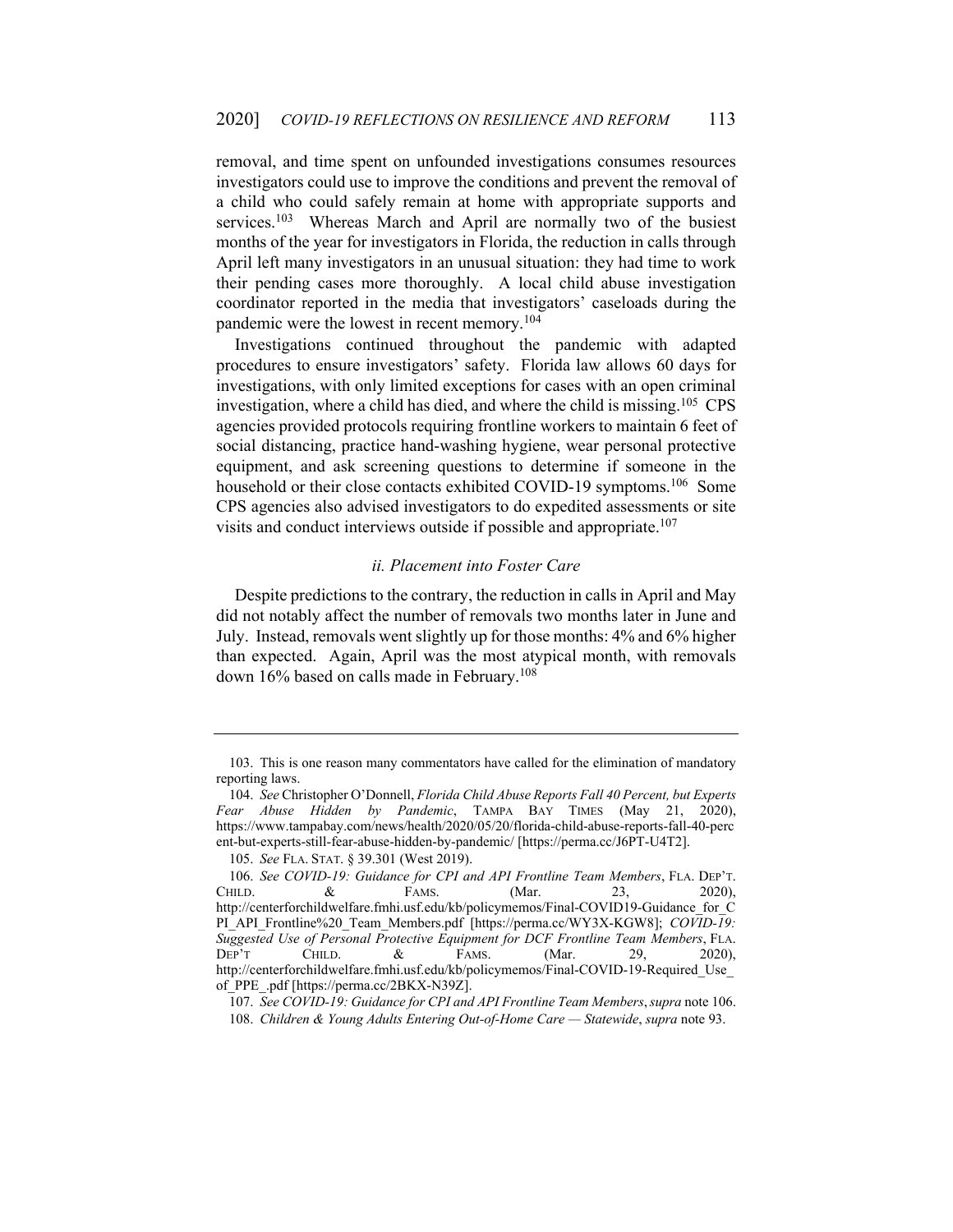removal, and time spent on unfounded investigations consumes resources investigators could use to improve the conditions and prevent the removal of a child who could safely remain at home with appropriate supports and services.[103] Whereas March and April are normally two of the busiest months of the year for investigators in Florida, the reduction in calls through April left many investigators in an unusual situation: they had time to work their pending cases more thoroughly. A local child abuse investigation coordinator reported in the media that investigators' caseloads during the pandemic were the lowest in recent memory.[104]

Investigations continued throughout the pandemic with adapted procedures to ensure investigators' safety. Florida law allows 60 days for investigations, with only limited exceptions for cases with an open criminal investigation, where a child has died, and where the child is missing.[105] CPS agencies provided protocols requiring frontline workers to maintain 6 feet of social distancing, practice hand-washing hygiene, wear personal protective equipment, and ask screening questions to determine if someone in the household or their close contacts exhibited COVID-19 symptoms.[106] Some CPS agencies also advised investigators to do expedited assessments or site visits and conduct interviews outside if possible and appropriate.[107]

### *ii. Placement into Foster Care*

Despite predictions to the contrary, the reduction in calls in April and May did not notably affect the number of removals two months later in June and July. Instead, removals went slightly up for those months: 4% and 6% higher than expected. Again, April was the most atypical month, with removals down 16% based on calls made in February.[108]

---

103. This is one reason many commentators have called for the elimination of mandatory reporting laws.

104. *See* Christopher O'Donnell, *Florida Child Abuse Reports Fall 40 Percent, but Experts Fear Abuse Hidden by Pandemic*, TAMPA BAY TIMES (May 21, 2020), https://www.tampabay.com/news/health/2020/05/20/florida-child-abuse-reports-fall-40-percent-but-experts-still-fear-abuse-hidden-by-pandemic/ [https://perma.cc/J6PT-U4T2].

105. *See* FLA. STAT. § 39.301 (West 2019).

106. *See COVID-19: Guidance for CPI and API Frontline Team Members*, FLA. DEP'T. CHILD. & FAMS. (Mar. 23, 2020), http://centerforchildwelfare.fmhi.usf.edu/kb/policymemos/Final-COVID19-Guidance_for_CPI_API_Frontline%20_Team_Members.pdf [https://perma.cc/WY3X-KGW8]; *COVID-19: Suggested Use of Personal Protective Equipment for DCF Frontline Team Members*, FLA. DEP'T CHILD. & FAMS. (Mar. 29, 2020), http://centerforchildwelfare.fmhi.usf.edu/kb/policymemos/Final-COVID-19-Required_Use_of_PPE_.pdf [https://perma.cc/2BKX-N39Z].

107. *See COVID-19: Guidance for CPI and API Frontline Team Members*, *supra* note 106.

108. *Children & Young Adults Entering Out-of-Home Care — Statewide*, *supra* note 93.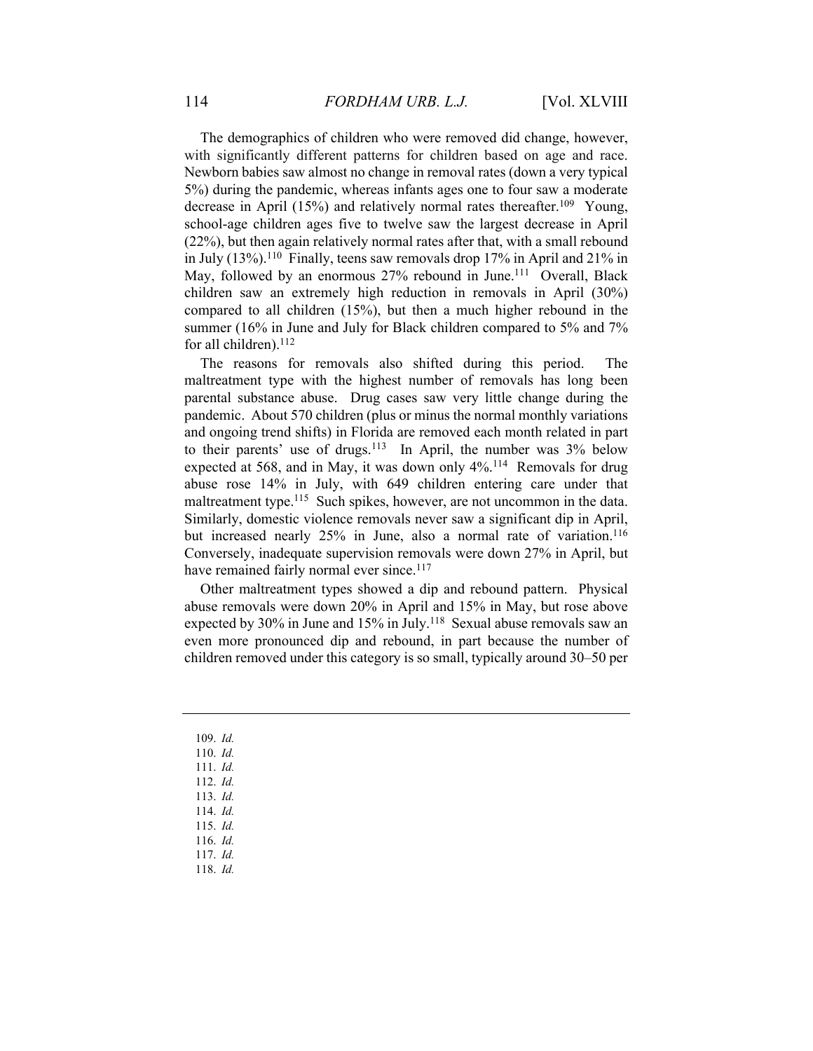The demographics of children who were removed did change, however, with significantly different patterns for children based on age and race. Newborn babies saw almost no change in removal rates (down a very typical 5%) during the pandemic, whereas infants ages one to four saw a moderate decrease in April (15%) and relatively normal rates thereafter.[109] Young, school-age children ages five to twelve saw the largest decrease in April (22%), but then again relatively normal rates after that, with a small rebound in July (13%).[110] Finally, teens saw removals drop 17% in April and 21% in May, followed by an enormous 27% rebound in June.[111] Overall, Black children saw an extremely high reduction in removals in April (30%) compared to all children (15%), but then a much higher rebound in the summer (16% in June and July for Black children compared to 5% and 7% for all children).[112]

The reasons for removals also shifted during this period. The maltreatment type with the highest number of removals has long been parental substance abuse. Drug cases saw very little change during the pandemic. About 570 children (plus or minus the normal monthly variations and ongoing trend shifts) in Florida are removed each month related in part to their parents' use of drugs.[113] In April, the number was 3% below expected at 568, and in May, it was down only 4%.[114] Removals for drug abuse rose 14% in July, with 649 children entering care under that maltreatment type.[115] Such spikes, however, are not uncommon in the data. Similarly, domestic violence removals never saw a significant dip in April, but increased nearly 25% in June, also a normal rate of variation.[116] Conversely, inadequate supervision removals were down 27% in April, but have remained fairly normal ever since.[117]

Other maltreatment types showed a dip and rebound pattern. Physical abuse removals were down 20% in April and 15% in May, but rose above expected by 30% in June and 15% in July.[118] Sexual abuse removals saw an even more pronounced dip and rebound, in part because the number of children removed under this category is so small, typically around 30–50 per

---

109. *Id.*
110. *Id.*
111. *Id.*
112. *Id.*
113. *Id.*
114. *Id.*
115. *Id.*
116. *Id.*
117. *Id.*
118. *Id.*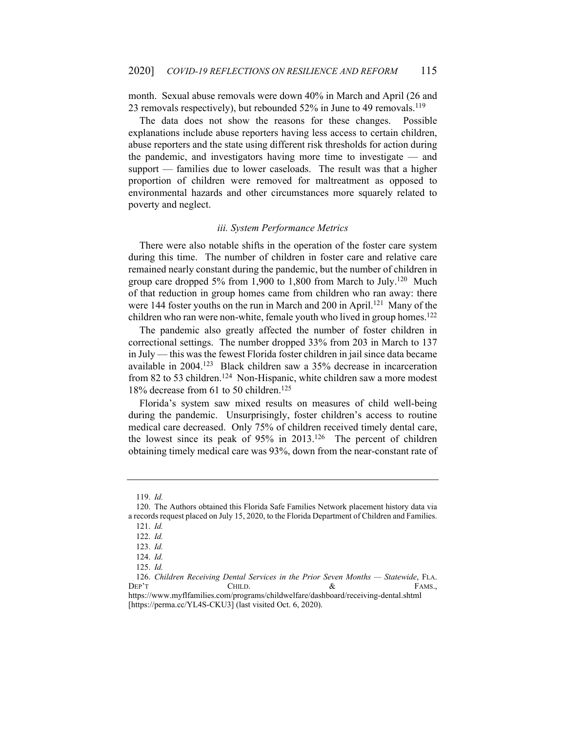month. Sexual abuse removals were down 40% in March and April (26 and 23 removals respectively), but rebounded 52% in June to 49 removals.[119]

The data does not show the reasons for these changes. Possible explanations include abuse reporters having less access to certain children, abuse reporters and the state using different risk thresholds for action during the pandemic, and investigators having more time to investigate — and support — families due to lower caseloads. The result was that a higher proportion of children were removed for maltreatment as opposed to environmental hazards and other circumstances more squarely related to poverty and neglect.

### *iii. System Performance Metrics*

There were also notable shifts in the operation of the foster care system during this time. The number of children in foster care and relative care remained nearly constant during the pandemic, but the number of children in group care dropped 5% from 1,900 to 1,800 from March to July.[120] Much of that reduction in group homes came from children who ran away: there were 144 foster youths on the run in March and 200 in April.[121] Many of the children who ran were non-white, female youth who lived in group homes.[122]

The pandemic also greatly affected the number of foster children in correctional settings. The number dropped 33% from 203 in March to 137 in July — this was the fewest Florida foster children in jail since data became available in 2004.[123] Black children saw a 35% decrease in incarceration from 82 to 53 children.[124] Non-Hispanic, white children saw a more modest 18% decrease from 61 to 50 children.[125]

Florida's system saw mixed results on measures of child well-being during the pandemic. Unsurprisingly, foster children's access to routine medical care decreased. Only 75% of children received timely dental care, the lowest since its peak of 95% in 2013.[126] The percent of children obtaining timely medical care was 93%, down from the near-constant rate of

---

119. *Id.*

120. The Authors obtained this Florida Safe Families Network placement history data via a records request placed on July 15, 2020, to the Florida Department of Children and Families.

121. *Id.*

122. *Id.*

123. *Id.*

124. *Id.*

125. *Id.*

126. *Children Receiving Dental Services in the Prior Seven Months — Statewide*, FLA. DEP'T CHILD. & FAMS., https://www.myflfamilies.com/programs/childwelfare/dashboard/receiving-dental.shtml [https://perma.cc/YL4S-CKU3] (last visited Oct. 6, 2020).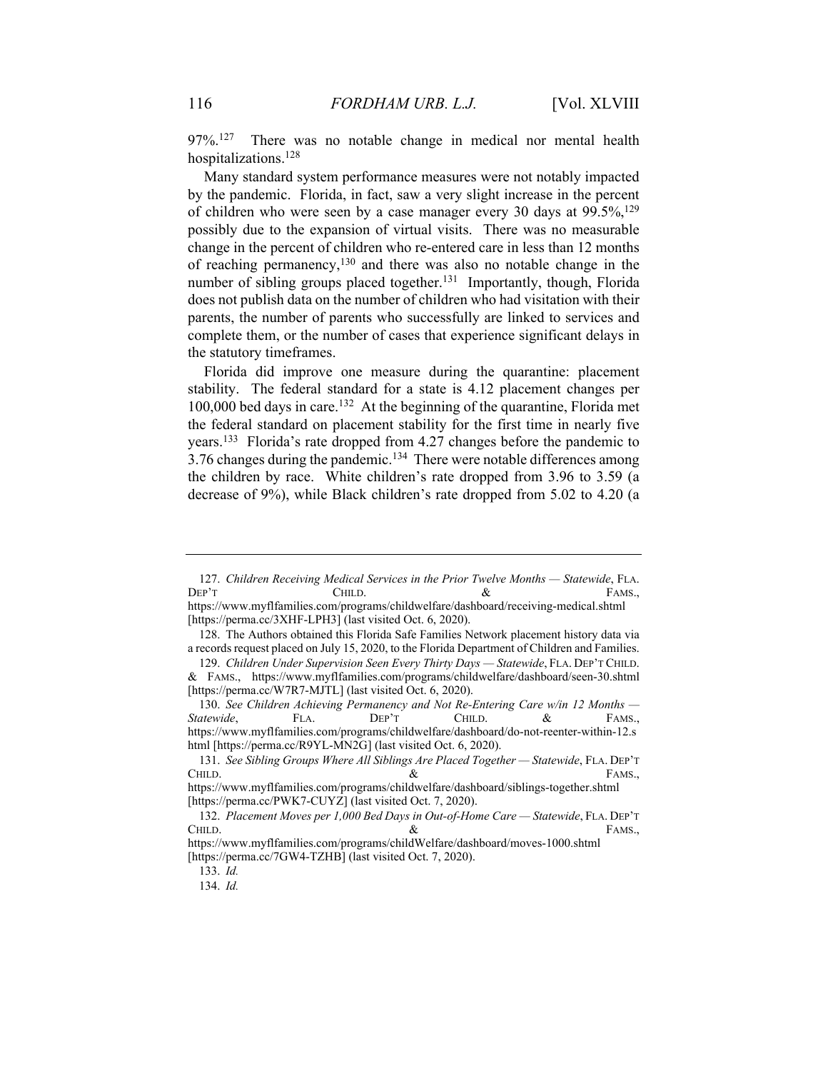97%.[127] There was no notable change in medical nor mental health hospitalizations.[128]

Many standard system performance measures were not notably impacted by the pandemic. Florida, in fact, saw a very slight increase in the percent of children who were seen by a case manager every 30 days at 99.5%,[129] possibly due to the expansion of virtual visits. There was no measurable change in the percent of children who re-entered care in less than 12 months of reaching permanency,[130] and there was also no notable change in the number of sibling groups placed together.[131] Importantly, though, Florida does not publish data on the number of children who had visitation with their parents, the number of parents who successfully are linked to services and complete them, or the number of cases that experience significant delays in the statutory timeframes.

Florida did improve one measure during the quarantine: placement stability. The federal standard for a state is 4.12 placement changes per 100,000 bed days in care.[132] At the beginning of the quarantine, Florida met the federal standard on placement stability for the first time in nearly five years.[133] Florida's rate dropped from 4.27 changes before the pandemic to 3.76 changes during the pandemic.[134] There were notable differences among the children by race. White children's rate dropped from 3.96 to 3.59 (a decrease of 9%), while Black children's rate dropped from 5.02 to 4.20 (a

---

127. *Children Receiving Medical Services in the Prior Twelve Months — Statewide*, FLA. DEP'T CHILD. & FAMS., https://www.myflfamilies.com/programs/childwelfare/dashboard/receiving-medical.shtml [https://perma.cc/3XHF-LPH3] (last visited Oct. 6, 2020).

128. The Authors obtained this Florida Safe Families Network placement history data via a records request placed on July 15, 2020, to the Florida Department of Children and Families.

129. *Children Under Supervision Seen Every Thirty Days — Statewide*, FLA. DEP'T CHILD. & FAMS., https://www.myflfamilies.com/programs/childwelfare/dashboard/seen-30.shtml [https://perma.cc/W7R7-MJTL] (last visited Oct. 6, 2020).

130. *See Children Achieving Permanency and Not Re-Entering Care w/in 12 Months — Statewide*, FLA. DEP'T CHILD. & FAMS., https://www.myflfamilies.com/programs/childwelfare/dashboard/do-not-reenter-within-12.shtml [https://perma.cc/R9YL-MN2G] (last visited Oct. 6, 2020).

131. *See Sibling Groups Where All Siblings Are Placed Together — Statewide*, FLA. DEP'T CHILD. & FAMS., https://www.myflfamilies.com/programs/childwelfare/dashboard/siblings-together.shtml [https://perma.cc/PWK7-CUYZ] (last visited Oct. 7, 2020).

132. *Placement Moves per 1,000 Bed Days in Out-of-Home Care — Statewide*, FLA. DEP'T CHILD. & FAMS., https://www.myflfamilies.com/programs/childWelfare/dashboard/moves-1000.shtml [https://perma.cc/7GW4-TZHB] (last visited Oct. 7, 2020).

133. *Id.*

134. *Id.*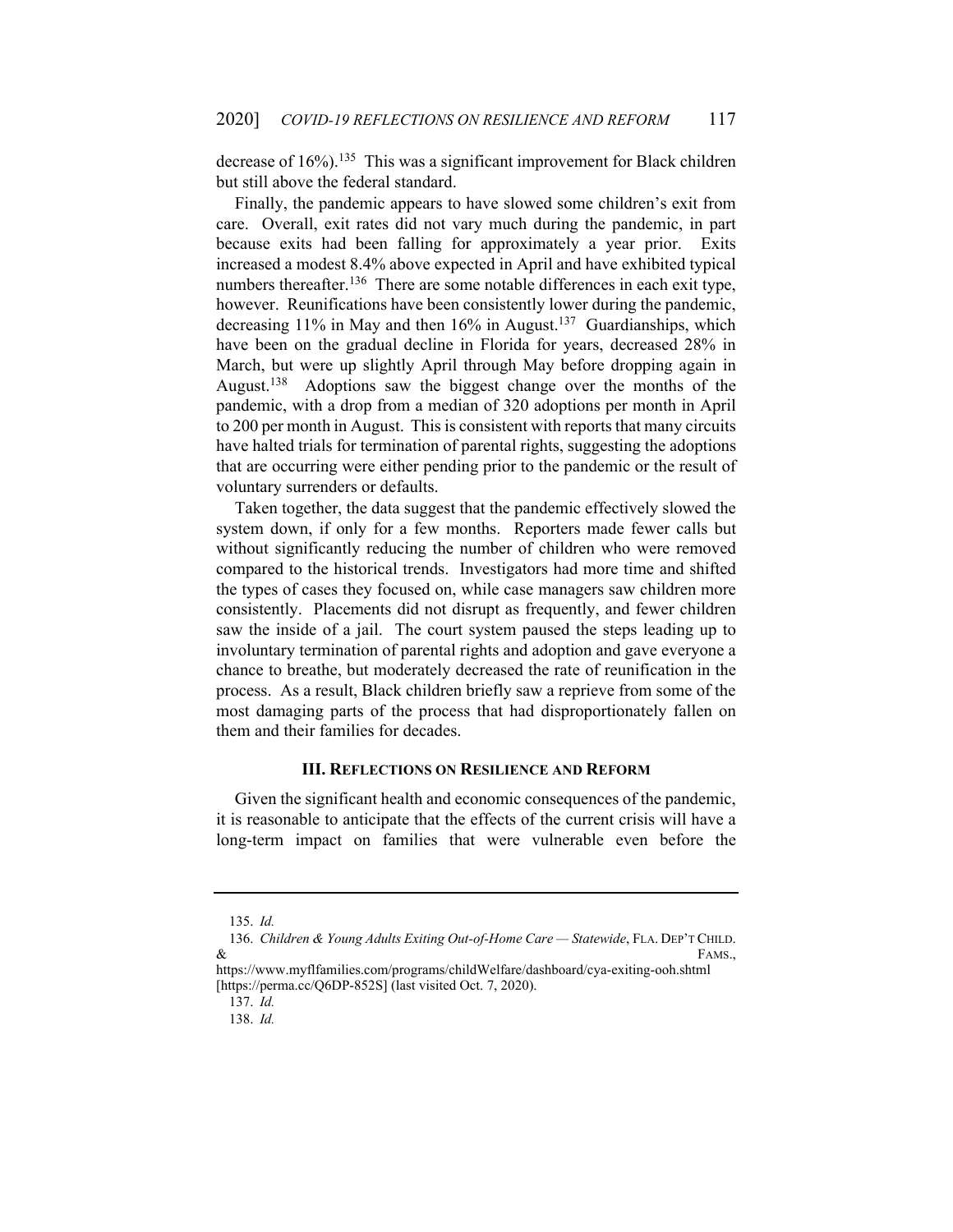decrease of 16%).[135] This was a significant improvement for Black children but still above the federal standard.

Finally, the pandemic appears to have slowed some children's exit from care. Overall, exit rates did not vary much during the pandemic, in part because exits had been falling for approximately a year prior. Exits increased a modest 8.4% above expected in April and have exhibited typical numbers thereafter.[136] There are some notable differences in each exit type, however. Reunifications have been consistently lower during the pandemic, decreasing 11% in May and then 16% in August.[137] Guardianships, which have been on the gradual decline in Florida for years, decreased 28% in March, but were up slightly April through May before dropping again in August.[138] Adoptions saw the biggest change over the months of the pandemic, with a drop from a median of 320 adoptions per month in April to 200 per month in August. This is consistent with reports that many circuits have halted trials for termination of parental rights, suggesting the adoptions that are occurring were either pending prior to the pandemic or the result of voluntary surrenders or defaults.

Taken together, the data suggest that the pandemic effectively slowed the system down, if only for a few months. Reporters made fewer calls but without significantly reducing the number of children who were removed compared to the historical trends. Investigators had more time and shifted the types of cases they focused on, while case managers saw children more consistently. Placements did not disrupt as frequently, and fewer children saw the inside of a jail. The court system paused the steps leading up to involuntary termination of parental rights and adoption and gave everyone a chance to breathe, but moderately decreased the rate of reunification in the process. As a result, Black children briefly saw a reprieve from some of the most damaging parts of the process that had disproportionately fallen on them and their families for decades.

## III. REFLECTIONS ON RESILIENCE AND REFORM

Given the significant health and economic consequences of the pandemic, it is reasonable to anticipate that the effects of the current crisis will have a long-term impact on families that were vulnerable even before the

---

135. *Id.*

136. *Children & Young Adults Exiting Out-of-Home Care — Statewide*, FLA. DEP'T CHILD. & FAMS., https://www.myflfamilies.com/programs/childWelfare/dashboard/cya-exiting-ooh.shtml [https://perma.cc/Q6DP-852S] (last visited Oct. 7, 2020).

137. *Id.*

138. *Id.*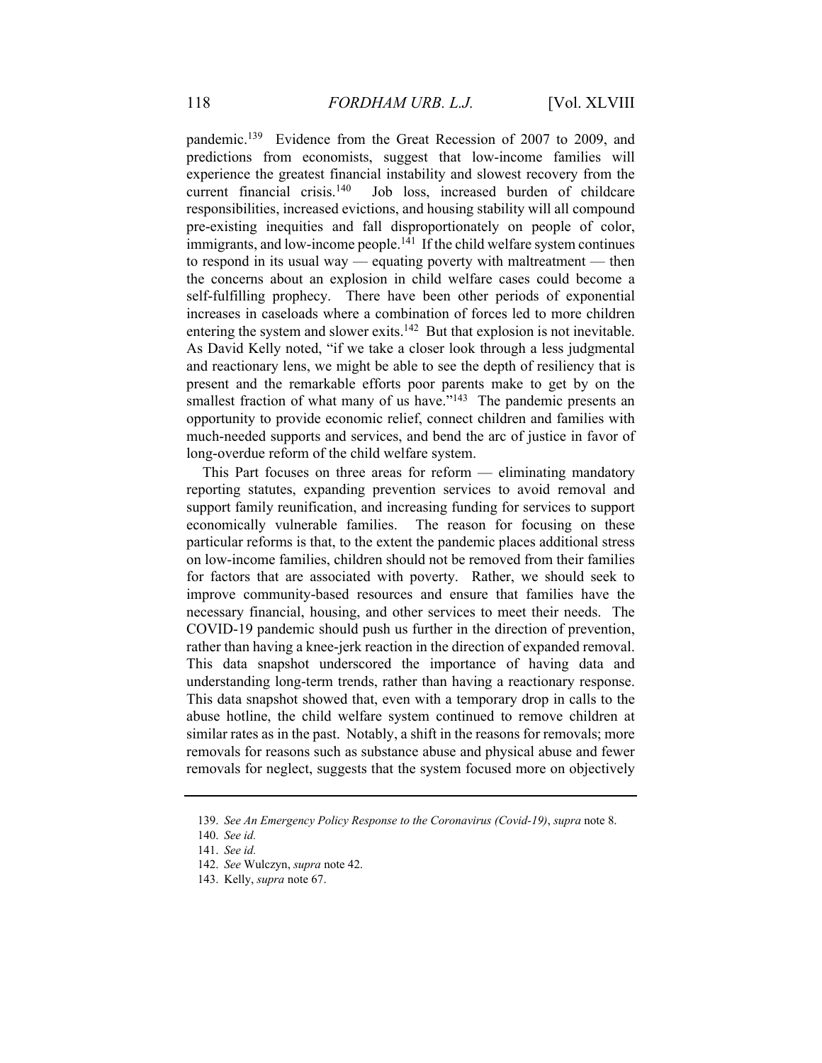pandemic.[139] Evidence from the Great Recession of 2007 to 2009, and predictions from economists, suggest that low-income families will experience the greatest financial instability and slowest recovery from the current financial crisis.[140] Job loss, increased burden of childcare responsibilities, increased evictions, and housing stability will all compound pre-existing inequities and fall disproportionately on people of color, immigrants, and low-income people.[141] If the child welfare system continues to respond in its usual way — equating poverty with maltreatment — then the concerns about an explosion in child welfare cases could become a self-fulfilling prophecy. There have been other periods of exponential increases in caseloads where a combination of forces led to more children entering the system and slower exits.[142] But that explosion is not inevitable. As David Kelly noted, "if we take a closer look through a less judgmental and reactionary lens, we might be able to see the depth of resiliency that is present and the remarkable efforts poor parents make to get by on the smallest fraction of what many of us have."[143] The pandemic presents an opportunity to provide economic relief, connect children and families with much-needed supports and services, and bend the arc of justice in favor of long-overdue reform of the child welfare system.

This Part focuses on three areas for reform — eliminating mandatory reporting statutes, expanding prevention services to avoid removal and support family reunification, and increasing funding for services to support economically vulnerable families. The reason for focusing on these particular reforms is that, to the extent the pandemic places additional stress on low-income families, children should not be removed from their families for factors that are associated with poverty. Rather, we should seek to improve community-based resources and ensure that families have the necessary financial, housing, and other services to meet their needs. The COVID-19 pandemic should push us further in the direction of prevention, rather than having a knee-jerk reaction in the direction of expanded removal. This data snapshot underscored the importance of having data and understanding long-term trends, rather than having a reactionary response. This data snapshot showed that, even with a temporary drop in calls to the abuse hotline, the child welfare system continued to remove children at similar rates as in the past. Notably, a shift in the reasons for removals; more removals for reasons such as substance abuse and physical abuse and fewer removals for neglect, suggests that the system focused more on objectively

---

139. *See An Emergency Policy Response to the Coronavirus (Covid-19)*, *supra* note 8.

140. *See id.*

141. *See id.*

142. *See* Wulczyn, *supra* note 42.

143. Kelly, *supra* note 67.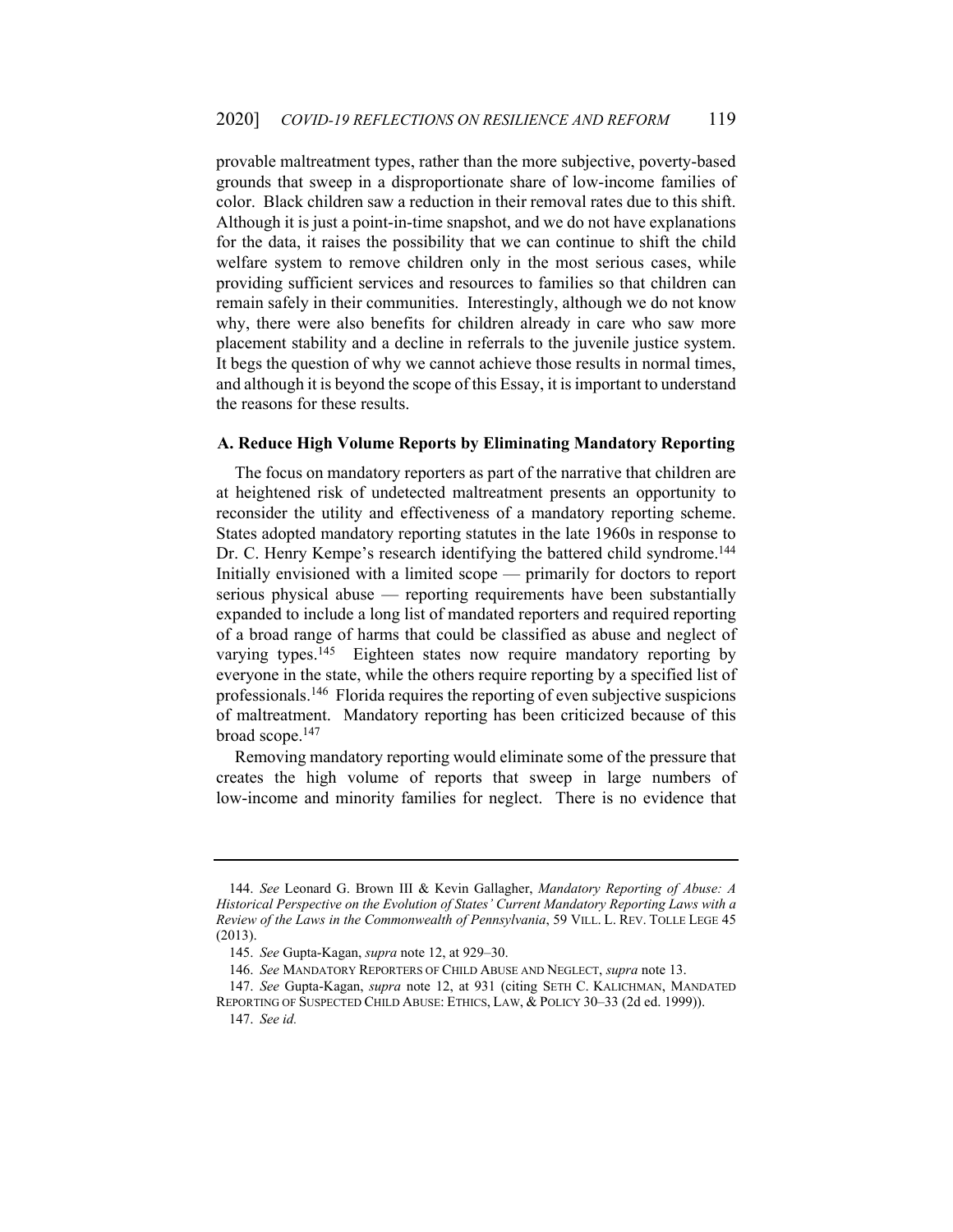provable maltreatment types, rather than the more subjective, poverty-based grounds that sweep in a disproportionate share of low-income families of color. Black children saw a reduction in their removal rates due to this shift. Although it is just a point-in-time snapshot, and we do not have explanations for the data, it raises the possibility that we can continue to shift the child welfare system to remove children only in the most serious cases, while providing sufficient services and resources to families so that children can remain safely in their communities. Interestingly, although we do not know why, there were also benefits for children already in care who saw more placement stability and a decline in referrals to the juvenile justice system. It begs the question of why we cannot achieve those results in normal times, and although it is beyond the scope of this Essay, it is important to understand the reasons for these results.

### A. Reduce High Volume Reports by Eliminating Mandatory Reporting

The focus on mandatory reporters as part of the narrative that children are at heightened risk of undetected maltreatment presents an opportunity to reconsider the utility and effectiveness of a mandatory reporting scheme. States adopted mandatory reporting statutes in the late 1960s in response to Dr. C. Henry Kempe's research identifying the battered child syndrome.[144] Initially envisioned with a limited scope — primarily for doctors to report serious physical abuse — reporting requirements have been substantially expanded to include a long list of mandated reporters and required reporting of a broad range of harms that could be classified as abuse and neglect of varying types.[145] Eighteen states now require mandatory reporting by everyone in the state, while the others require reporting by a specified list of professionals.[146] Florida requires the reporting of even subjective suspicions of maltreatment. Mandatory reporting has been criticized because of this broad scope.[147]

Removing mandatory reporting would eliminate some of the pressure that creates the high volume of reports that sweep in large numbers of low-income and minority families for neglect. There is no evidence that

---

144. *See* Leonard G. Brown III & Kevin Gallagher, *Mandatory Reporting of Abuse: A Historical Perspective on the Evolution of States' Current Mandatory Reporting Laws with a Review of the Laws in the Commonwealth of Pennsylvania*, 59 VILL. L. REV. TOLLE LEGE 45 (2013).

145. *See* Gupta-Kagan, *supra* note 12, at 929–30.

146. *See* MANDATORY REPORTERS OF CHILD ABUSE AND NEGLECT, *supra* note 13.

147. *See* Gupta-Kagan, *supra* note 12, at 931 (citing SETH C. KALICHMAN, MANDATED REPORTING OF SUSPECTED CHILD ABUSE: ETHICS, LAW, & POLICY 30–33 (2d ed. 1999)).

147. *See id.*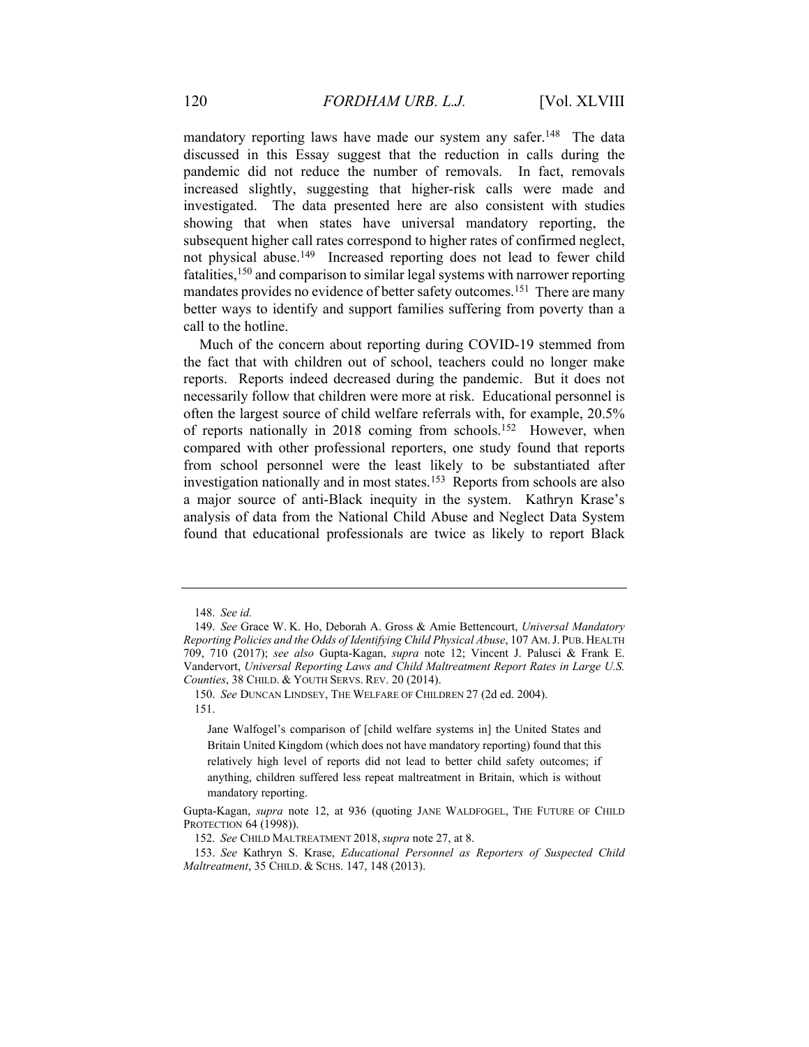mandatory reporting laws have made our system any safer.[148] The data discussed in this Essay suggest that the reduction in calls during the pandemic did not reduce the number of removals. In fact, removals increased slightly, suggesting that higher-risk calls were made and investigated. The data presented here are also consistent with studies showing that when states have universal mandatory reporting, the subsequent higher call rates correspond to higher rates of confirmed neglect, not physical abuse.[149] Increased reporting does not lead to fewer child fatalities,[150] and comparison to similar legal systems with narrower reporting mandates provides no evidence of better safety outcomes.[151] There are many better ways to identify and support families suffering from poverty than a call to the hotline.

Much of the concern about reporting during COVID-19 stemmed from the fact that with children out of school, teachers could no longer make reports. Reports indeed decreased during the pandemic. But it does not necessarily follow that children were more at risk. Educational personnel is often the largest source of child welfare referrals with, for example, 20.5% of reports nationally in 2018 coming from schools.[152] However, when compared with other professional reporters, one study found that reports from school personnel were the least likely to be substantiated after investigation nationally and in most states.[153] Reports from schools are also a major source of anti-Black inequity in the system. Kathryn Krase's analysis of data from the National Child Abuse and Neglect Data System found that educational professionals are twice as likely to report Black

---

148. *See id.*

149. *See* Grace W. K. Ho, Deborah A. Gross & Amie Bettencourt, *Universal Mandatory Reporting Policies and the Odds of Identifying Child Physical Abuse*, 107 AM. J. PUB. HEALTH 709, 710 (2017); *see also* Gupta-Kagan, *supra* note 12; Vincent J. Palusci & Frank E. Vandervort, *Universal Reporting Laws and Child Maltreatment Report Rates in Large U.S. Counties*, 38 CHILD. & YOUTH SERVS. REV. 20 (2014).

150. *See* DUNCAN LINDSEY, THE WELFARE OF CHILDREN 27 (2d ed. 2004).

151.

> Jane Walfogel's comparison of [child welfare systems in] the United States and Britain United Kingdom (which does not have mandatory reporting) found that this relatively high level of reports did not lead to better child safety outcomes; if anything, children suffered less repeat maltreatment in Britain, which is without mandatory reporting.

Gupta-Kagan, *supra* note 12, at 936 (quoting JANE WALDFOGEL, THE FUTURE OF CHILD PROTECTION 64 (1998)).

152. *See* CHILD MALTREATMENT 2018, *supra* note 27, at 8.

153. *See* Kathryn S. Krase, *Educational Personnel as Reporters of Suspected Child Maltreatment*, 35 CHILD. & SCHS. 147, 148 (2013).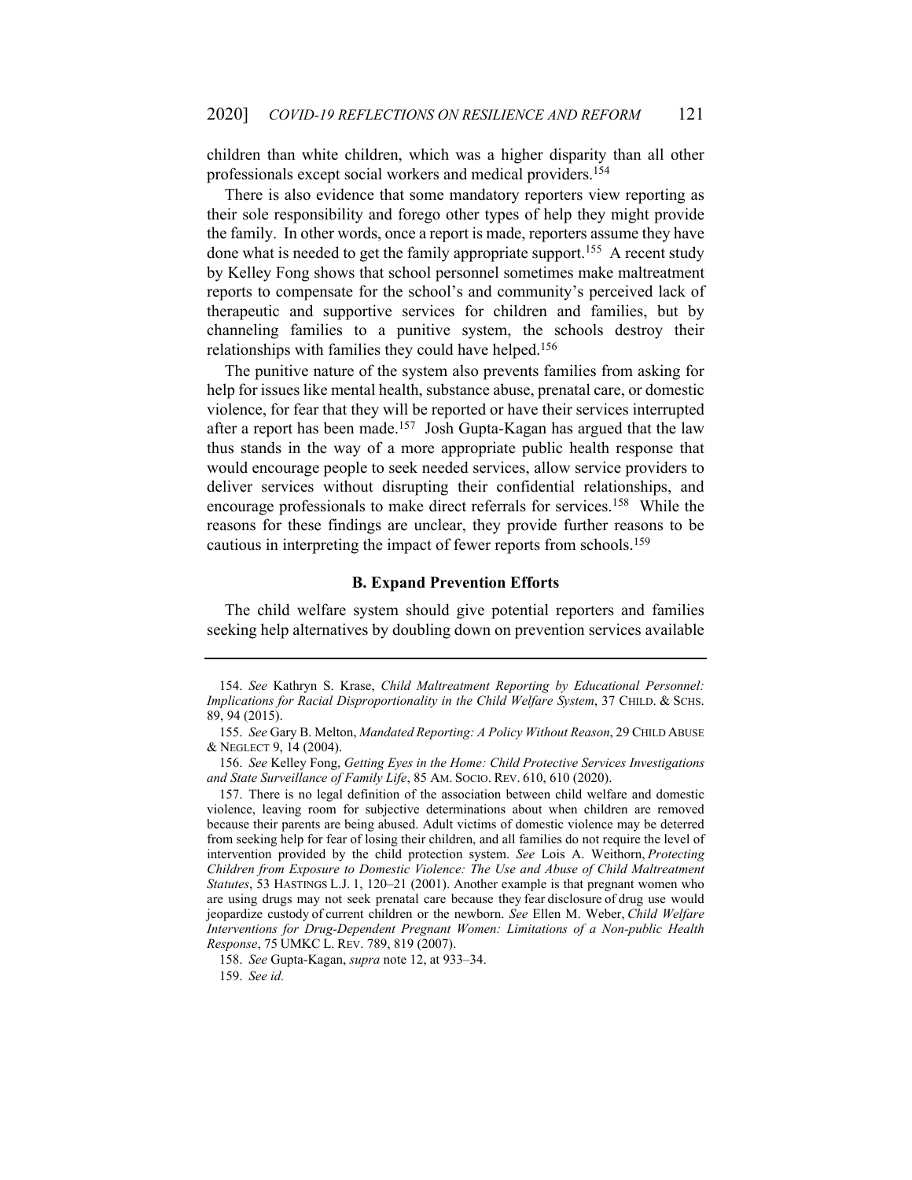children than white children, which was a higher disparity than all other professionals except social workers and medical providers.[154]

There is also evidence that some mandatory reporters view reporting as their sole responsibility and forego other types of help they might provide the family. In other words, once a report is made, reporters assume they have done what is needed to get the family appropriate support.[155] A recent study by Kelley Fong shows that school personnel sometimes make maltreatment reports to compensate for the school's and community's perceived lack of therapeutic and supportive services for children and families, but by channeling families to a punitive system, the schools destroy their relationships with families they could have helped.[156]

The punitive nature of the system also prevents families from asking for help for issues like mental health, substance abuse, prenatal care, or domestic violence, for fear that they will be reported or have their services interrupted after a report has been made.[157] Josh Gupta-Kagan has argued that the law thus stands in the way of a more appropriate public health response that would encourage people to seek needed services, allow service providers to deliver services without disrupting their confidential relationships, and encourage professionals to make direct referrals for services.[158] While the reasons for these findings are unclear, they provide further reasons to be cautious in interpreting the impact of fewer reports from schools.[159]

### B. Expand Prevention Efforts

The child welfare system should give potential reporters and families seeking help alternatives by doubling down on prevention services available

---

154. *See* Kathryn S. Krase, *Child Maltreatment Reporting by Educational Personnel: Implications for Racial Disproportionality in the Child Welfare System*, 37 CHILD. & SCHS. 89, 94 (2015).

155. *See* Gary B. Melton, *Mandated Reporting: A Policy Without Reason*, 29 CHILD ABUSE & NEGLECT 9, 14 (2004).

156. *See* Kelley Fong, *Getting Eyes in the Home: Child Protective Services Investigations and State Surveillance of Family Life*, 85 AM. SOCIO. REV. 610, 610 (2020).

157. There is no legal definition of the association between child welfare and domestic violence, leaving room for subjective determinations about when children are removed because their parents are being abused. Adult victims of domestic violence may be deterred from seeking help for fear of losing their children, and all families do not require the level of intervention provided by the child protection system. *See* Lois A. Weithorn, *Protecting Children from Exposure to Domestic Violence: The Use and Abuse of Child Maltreatment Statutes*, 53 HASTINGS L.J. 1, 120–21 (2001). Another example is that pregnant women who are using drugs may not seek prenatal care because they fear disclosure of drug use would jeopardize custody of current children or the newborn. *See* Ellen M. Weber, *Child Welfare Interventions for Drug-Dependent Pregnant Women: Limitations of a Non-public Health Response*, 75 UMKC L. REV. 789, 819 (2007).

158. *See* Gupta-Kagan, *supra* note 12, at 933–34.

159. *See id.*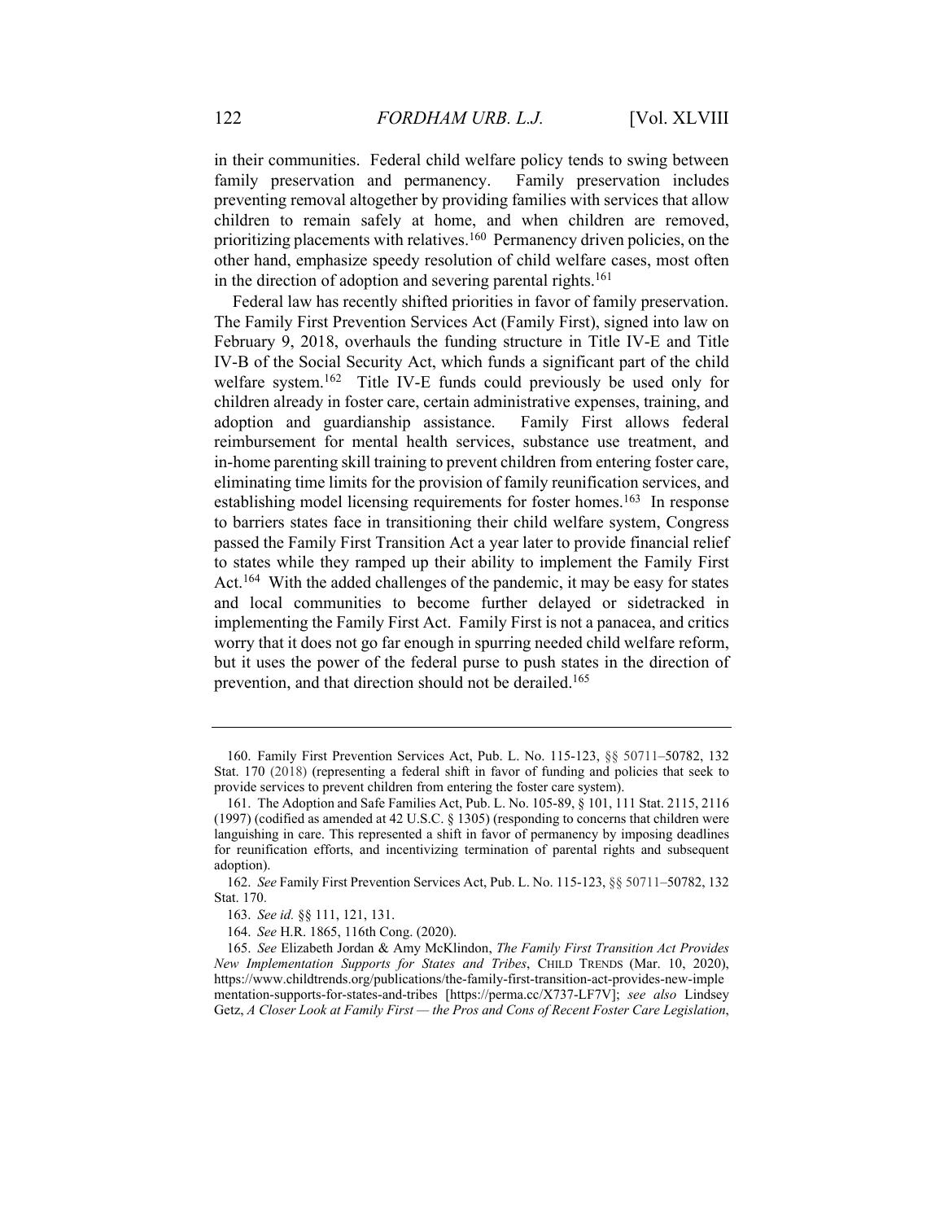in their communities. Federal child welfare policy tends to swing between family preservation and permanency. Family preservation includes preventing removal altogether by providing families with services that allow children to remain safely at home, and when children are removed, prioritizing placements with relatives.[160] Permanency driven policies, on the other hand, emphasize speedy resolution of child welfare cases, most often in the direction of adoption and severing parental rights.[161]

Federal law has recently shifted priorities in favor of family preservation. The Family First Prevention Services Act (Family First), signed into law on February 9, 2018, overhauls the funding structure in Title IV-E and Title IV-B of the Social Security Act, which funds a significant part of the child welfare system.[162] Title IV-E funds could previously be used only for children already in foster care, certain administrative expenses, training, and adoption and guardianship assistance. Family First allows federal reimbursement for mental health services, substance use treatment, and in-home parenting skill training to prevent children from entering foster care, eliminating time limits for the provision of family reunification services, and establishing model licensing requirements for foster homes.[163] In response to barriers states face in transitioning their child welfare system, Congress passed the Family First Transition Act a year later to provide financial relief to states while they ramped up their ability to implement the Family First Act.[164] With the added challenges of the pandemic, it may be easy for states and local communities to become further delayed or sidetracked in implementing the Family First Act. Family First is not a panacea, and critics worry that it does not go far enough in spurring needed child welfare reform, but it uses the power of the federal purse to push states in the direction of prevention, and that direction should not be derailed.[165]

---

160. Family First Prevention Services Act, Pub. L. No. 115-123, §§ 50711–50782, 132 Stat. 170 (2018) (representing a federal shift in favor of funding and policies that seek to provide services to prevent children from entering the foster care system).

161. The Adoption and Safe Families Act, Pub. L. No. 105-89, § 101, 111 Stat. 2115, 2116 (1997) (codified as amended at 42 U.S.C. § 1305) (responding to concerns that children were languishing in care. This represented a shift in favor of permanency by imposing deadlines for reunification efforts, and incentivizing termination of parental rights and subsequent adoption).

162. *See* Family First Prevention Services Act, Pub. L. No. 115-123, §§ 50711–50782, 132 Stat. 170.

163. *See id.* §§ 111, 121, 131.

164. *See* H.R. 1865, 116th Cong. (2020).

165. *See* Elizabeth Jordan & Amy McKlindon, *The Family First Transition Act Provides New Implementation Supports for States and Tribes*, CHILD TRENDS (Mar. 10, 2020), https://www.childtrends.org/publications/the-family-first-transition-act-provides-new-implementation-supports-for-states-and-tribes [https://perma.cc/X737-LF7V]; *see also* Lindsey Getz, *A Closer Look at Family First — the Pros and Cons of Recent Foster Care Legislation*,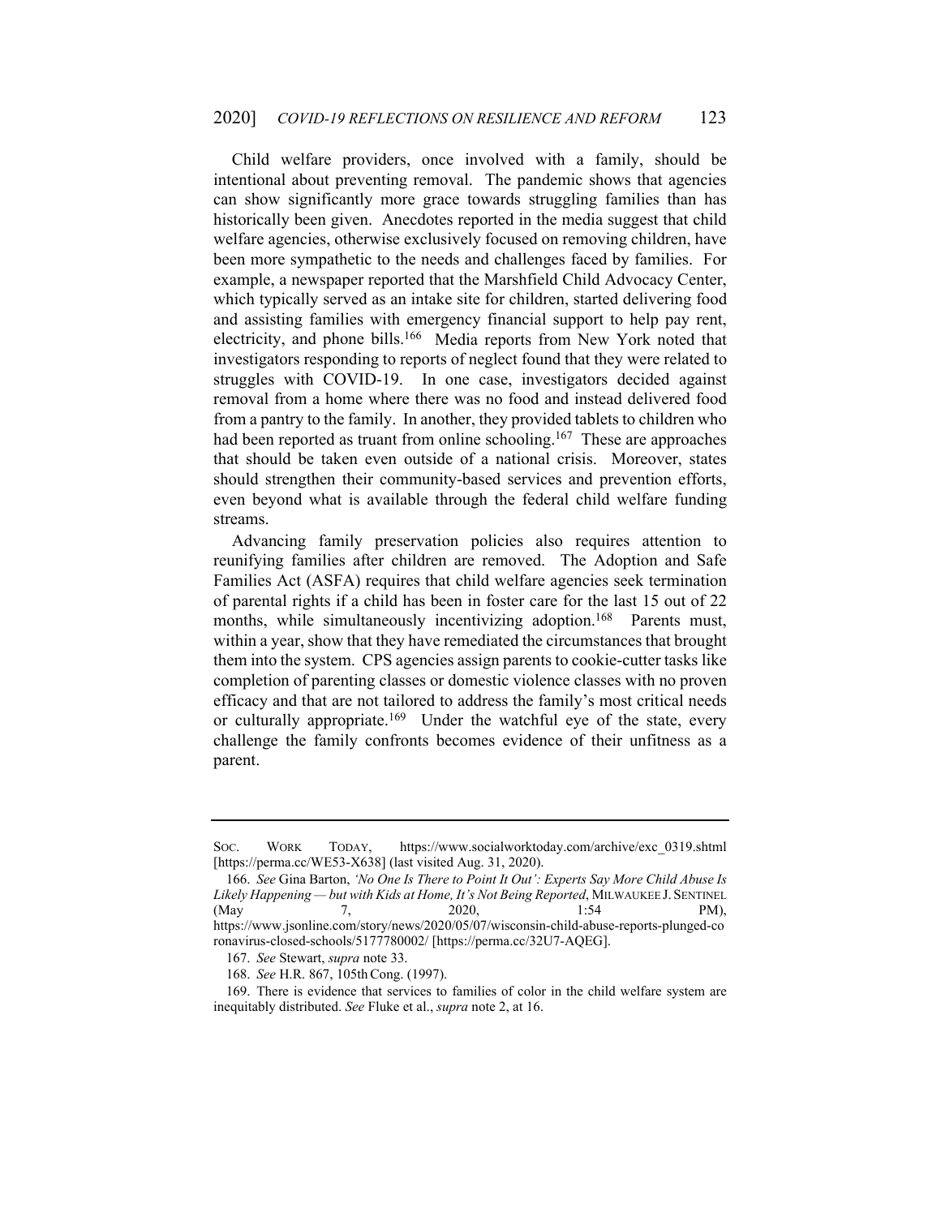Child welfare providers, once involved with a family, should be intentional about preventing removal. The pandemic shows that agencies can show significantly more grace towards struggling families than has historically been given. Anecdotes reported in the media suggest that child welfare agencies, otherwise exclusively focused on removing children, have been more sympathetic to the needs and challenges faced by families. For example, a newspaper reported that the Marshfield Child Advocacy Center, which typically served as an intake site for children, started delivering food and assisting families with emergency financial support to help pay rent, electricity, and phone bills.[166] Media reports from New York noted that investigators responding to reports of neglect found that they were related to struggles with COVID-19. In one case, investigators decided against removal from a home where there was no food and instead delivered food from a pantry to the family. In another, they provided tablets to children who had been reported as truant from online schooling.[167] These are approaches that should be taken even outside of a national crisis. Moreover, states should strengthen their community-based services and prevention efforts, even beyond what is available through the federal child welfare funding streams.

Advancing family preservation policies also requires attention to reunifying families after children are removed. The Adoption and Safe Families Act (ASFA) requires that child welfare agencies seek termination of parental rights if a child has been in foster care for the last 15 out of 22 months, while simultaneously incentivizing adoption.[168] Parents must, within a year, show that they have remediated the circumstances that brought them into the system. CPS agencies assign parents to cookie-cutter tasks like completion of parenting classes or domestic violence classes with no proven efficacy and that are not tailored to address the family's most critical needs or culturally appropriate.[169] Under the watchful eye of the state, every challenge the family confronts becomes evidence of their unfitness as a parent.

---

SOC. WORK TODAY, https://www.socialworktoday.com/archive/exc_0319.shtml [https://perma.cc/WE53-X638] (last visited Aug. 31, 2020).

166. *See* Gina Barton, *'No One Is There to Point It Out': Experts Say More Child Abuse Is Likely Happening — but with Kids at Home, It's Not Being Reported*, MILWAUKEE J. SENTINEL (May 7, 2020, 1:54 PM), https://www.jsonline.com/story/news/2020/05/07/wisconsin-child-abuse-reports-plunged-coronavirus-closed-schools/5177780002/ [https://perma.cc/32U7-AQEG].

167. *See* Stewart, *supra* note 33.

168. *See* H.R. 867, 105th Cong. (1997).

169. There is evidence that services to families of color in the child welfare system are inequitably distributed. *See* Fluke et al., *supra* note 2, at 16.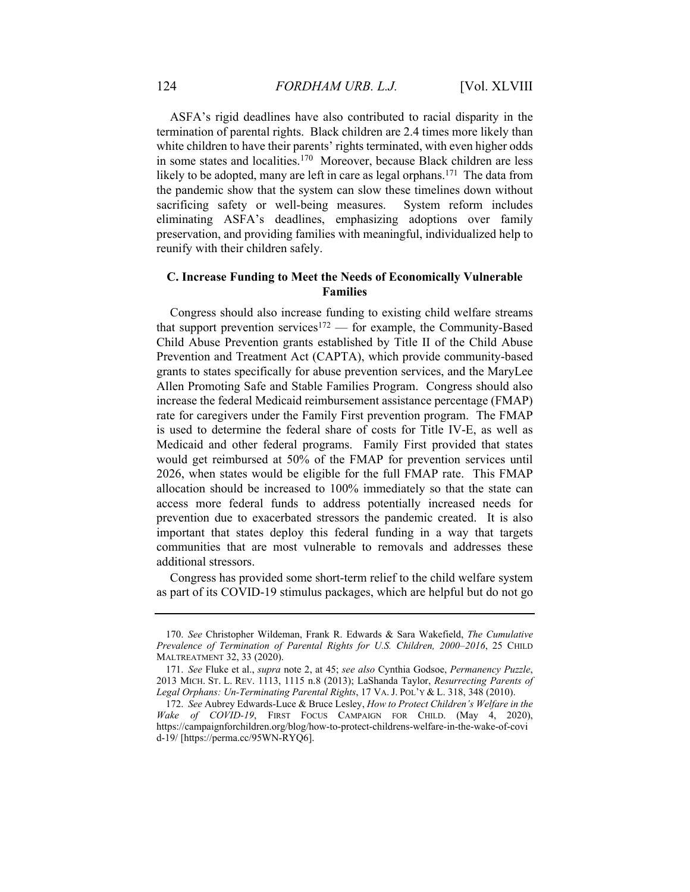ASFA's rigid deadlines have also contributed to racial disparity in the termination of parental rights. Black children are 2.4 times more likely than white children to have their parents' rights terminated, with even higher odds in some states and localities.[170] Moreover, because Black children are less likely to be adopted, many are left in care as legal orphans.[171] The data from the pandemic show that the system can slow these timelines down without sacrificing safety or well-being measures. System reform includes eliminating ASFA's deadlines, emphasizing adoptions over family preservation, and providing families with meaningful, individualized help to reunify with their children safely.

### C. Increase Funding to Meet the Needs of Economically Vulnerable Families

Congress should also increase funding to existing child welfare streams that support prevention services[172] — for example, the Community-Based Child Abuse Prevention grants established by Title II of the Child Abuse Prevention and Treatment Act (CAPTA), which provide community-based grants to states specifically for abuse prevention services, and the MaryLee Allen Promoting Safe and Stable Families Program. Congress should also increase the federal Medicaid reimbursement assistance percentage (FMAP) rate for caregivers under the Family First prevention program. The FMAP is used to determine the federal share of costs for Title IV-E, as well as Medicaid and other federal programs. Family First provided that states would get reimbursed at 50% of the FMAP for prevention services until 2026, when states would be eligible for the full FMAP rate. This FMAP allocation should be increased to 100% immediately so that the state can access more federal funds to address potentially increased needs for prevention due to exacerbated stressors the pandemic created. It is also important that states deploy this federal funding in a way that targets communities that are most vulnerable to removals and addresses these additional stressors.

Congress has provided some short-term relief to the child welfare system as part of its COVID-19 stimulus packages, which are helpful but do not go

---

170. *See* Christopher Wildeman, Frank R. Edwards & Sara Wakefield, *The Cumulative Prevalence of Termination of Parental Rights for U.S. Children, 2000–2016*, 25 CHILD MALTREATMENT 32, 33 (2020).

171. *See* Fluke et al., *supra* note 2, at 45; *see also* Cynthia Godsoe, *Permanency Puzzle*, 2013 MICH. ST. L. REV. 1113, 1115 n.8 (2013); LaShanda Taylor, *Resurrecting Parents of Legal Orphans: Un-Terminating Parental Rights*, 17 VA. J. POL'Y & L. 318, 348 (2010).

172. *See* Aubrey Edwards-Luce & Bruce Lesley, *How to Protect Children's Welfare in the Wake of COVID-19*, FIRST FOCUS CAMPAIGN FOR CHILD. (May 4, 2020), https://campaignforchildren.org/blog/how-to-protect-childrens-welfare-in-the-wake-of-covid-19/ [https://perma.cc/95WN-RYQ6].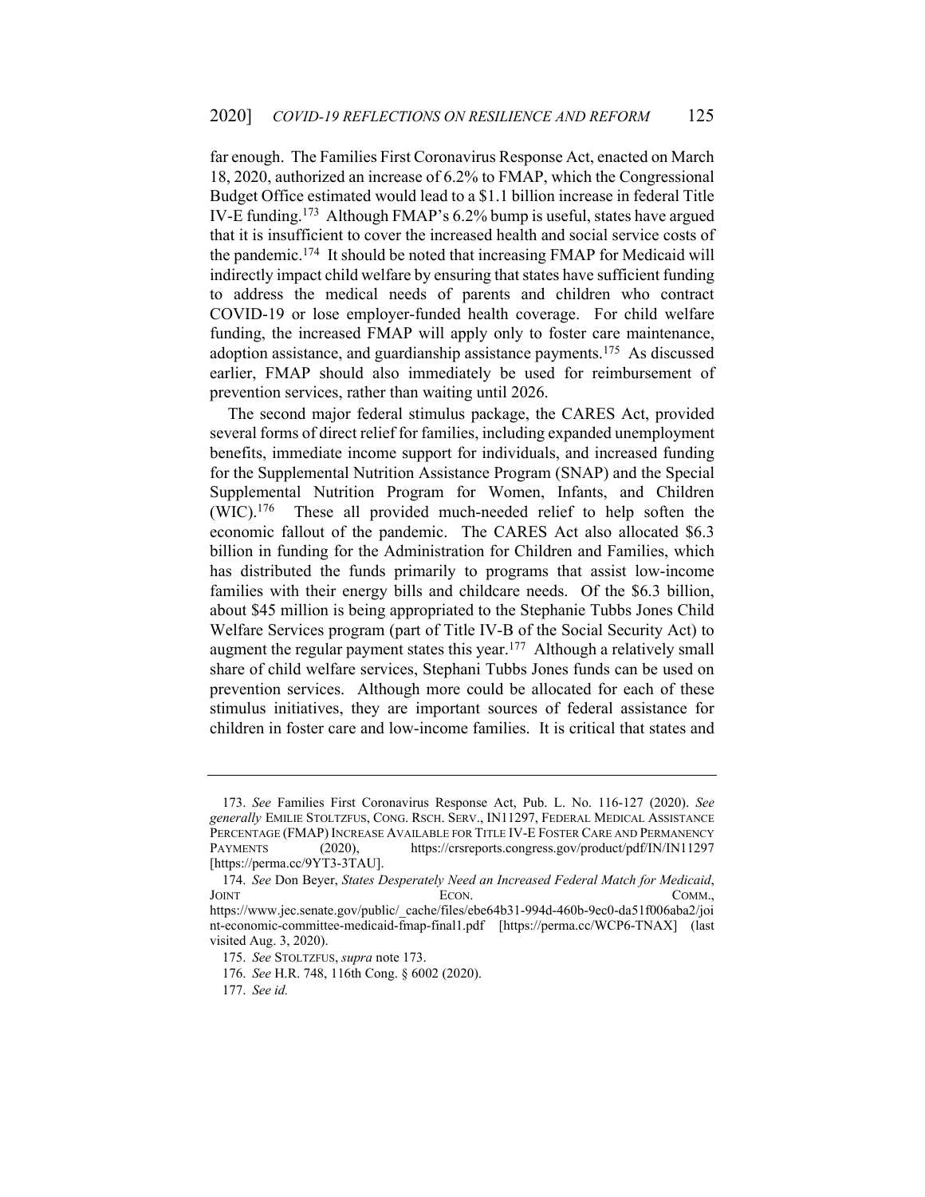far enough. The Families First Coronavirus Response Act, enacted on March 18, 2020, authorized an increase of 6.2% to FMAP, which the Congressional Budget Office estimated would lead to a $1.1 billion increase in federal Title IV-E funding.[173] Although FMAP's 6.2% bump is useful, states have argued that it is insufficient to cover the increased health and social service costs of the pandemic.[174] It should be noted that increasing FMAP for Medicaid will indirectly impact child welfare by ensuring that states have sufficient funding to address the medical needs of parents and children who contract COVID-19 or lose employer-funded health coverage. For child welfare funding, the increased FMAP will apply only to foster care maintenance, adoption assistance, and guardianship assistance payments.[175] As discussed earlier, FMAP should also immediately be used for reimbursement of prevention services, rather than waiting until 2026.

The second major federal stimulus package, the CARES Act, provided several forms of direct relief for families, including expanded unemployment benefits, immediate income support for individuals, and increased funding for the Supplemental Nutrition Assistance Program (SNAP) and the Special Supplemental Nutrition Program for Women, Infants, and Children (WIC).[176] These all provided much-needed relief to help soften the economic fallout of the pandemic. The CARES Act also allocated $6.3 billion in funding for the Administration for Children and Families, which has distributed the funds primarily to programs that assist low-income families with their energy bills and childcare needs. Of the $6.3 billion, about $45 million is being appropriated to the Stephanie Tubbs Jones Child Welfare Services program (part of Title IV-B of the Social Security Act) to augment the regular payment states this year.[177] Although a relatively small share of child welfare services, Stephani Tubbs Jones funds can be used on prevention services. Although more could be allocated for each of these stimulus initiatives, they are important sources of federal assistance for children in foster care and low-income families. It is critical that states and

---

173. *See* Families First Coronavirus Response Act, Pub. L. No. 116-127 (2020). *See generally* EMILIE STOLTZFUS, CONG. RSCH. SERV., IN11297, FEDERAL MEDICAL ASSISTANCE PERCENTAGE (FMAP) INCREASE AVAILABLE FOR TITLE IV-E FOSTER CARE AND PERMANENCY PAYMENTS (2020), https://crsreports.congress.gov/product/pdf/IN/IN11297 [https://perma.cc/9YT3-3TAU].

174. *See* Don Beyer, *States Desperately Need an Increased Federal Match for Medicaid*, JOINT ECON. COMM., https://www.jec.senate.gov/public/_cache/files/ebe64b31-994d-460b-9ec0-da51f006aba2/joint-economic-committee-medicaid-fmap-final1.pdf [https://perma.cc/WCP6-TNAX] (last visited Aug. 3, 2020).

175. *See* STOLTZFUS, *supra* note 173.

176. *See* H.R. 748, 116th Cong. § 6002 (2020).

177. *See id.*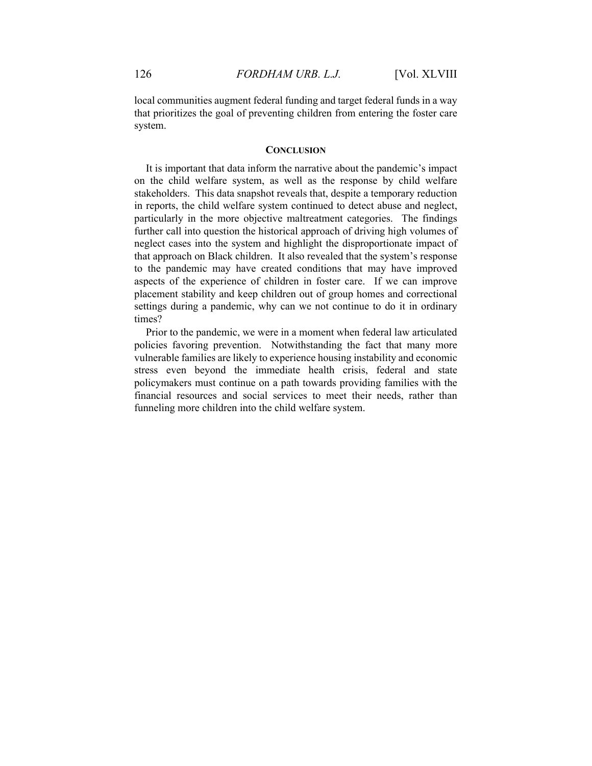local communities augment federal funding and target federal funds in a way that prioritizes the goal of preventing children from entering the foster care system.

## CONCLUSION

It is important that data inform the narrative about the pandemic's impact on the child welfare system, as well as the response by child welfare stakeholders. This data snapshot reveals that, despite a temporary reduction in reports, the child welfare system continued to detect abuse and neglect, particularly in the more objective maltreatment categories. The findings further call into question the historical approach of driving high volumes of neglect cases into the system and highlight the disproportionate impact of that approach on Black children. It also revealed that the system's response to the pandemic may have created conditions that may have improved aspects of the experience of children in foster care. If we can improve placement stability and keep children out of group homes and correctional settings during a pandemic, why can we not continue to do it in ordinary times?

Prior to the pandemic, we were in a moment when federal law articulated policies favoring prevention. Notwithstanding the fact that many more vulnerable families are likely to experience housing instability and economic stress even beyond the immediate health crisis, federal and state policymakers must continue on a path towards providing families with the financial resources and social services to meet their needs, rather than funneling more children into the child welfare system.